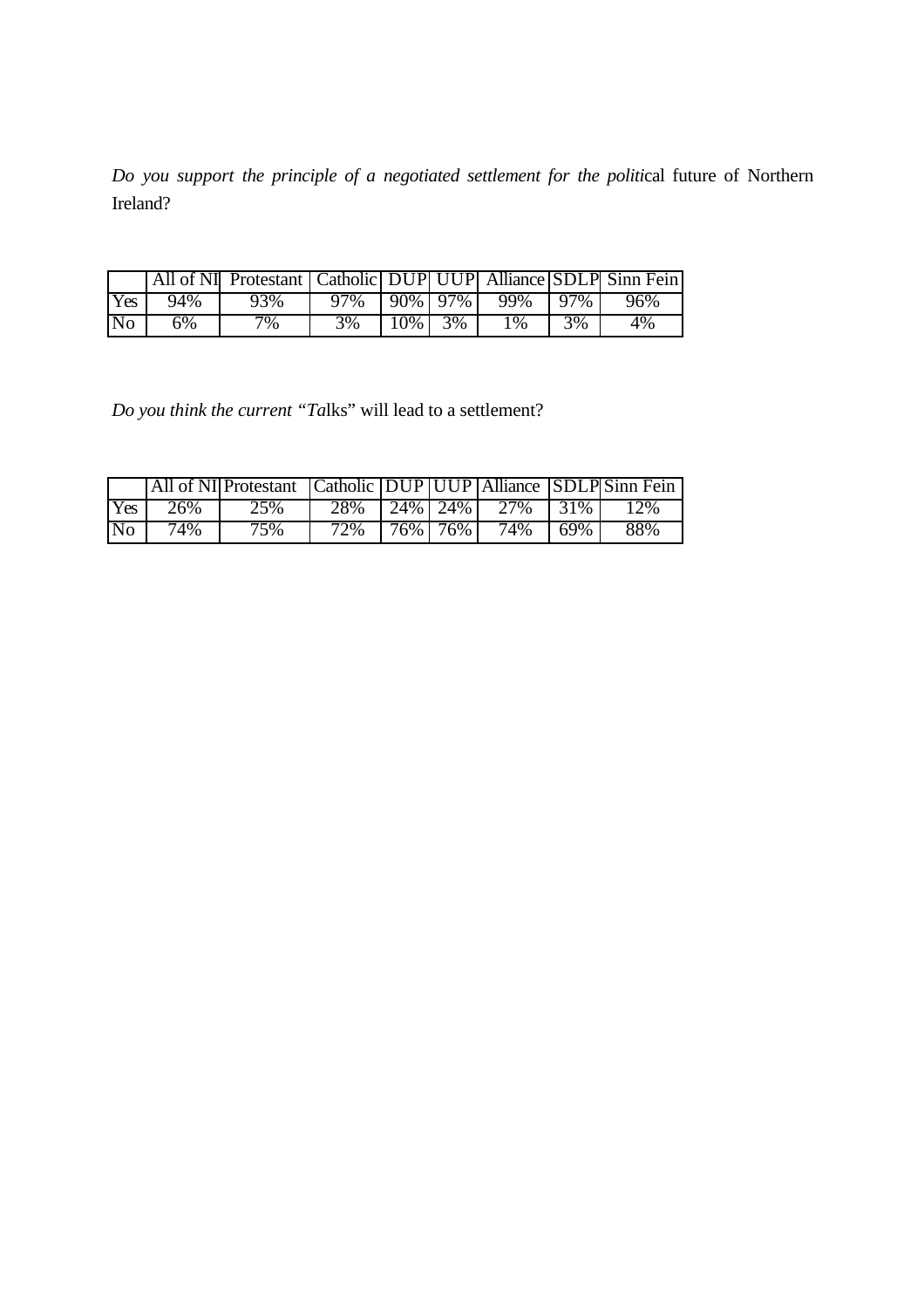*Do you support the principle of a negotiated settlement for the politi*cal future of Northern Ireland?

| | All of NI | Protestant | Catholic | DUP | UUP | Alliance | SDLP | Sinn Fein |
|---|---|---|---|---|---|---|---|---|
| Yes | 94% | 93% | 97% | 90% | 97% | 99% | 97% | 96% |
| No | 6% | 7% | 3% | 10% | 3% | 1% | 3% | 4% |

*Do you think the current "Ta*lks" will lead to a settlement?

| | All of NI | Protestant | Catholic | DUP | UUP | Alliance | SDLP | Sinn Fein |
|---|---|---|---|---|---|---|---|---|
| Yes | 26% | 25% | 28% | 24% | 24% | 27% | 31% | 12% |
| No | 74% | 75% | 72% | 76% | 76% | 74% | 69% | 88% |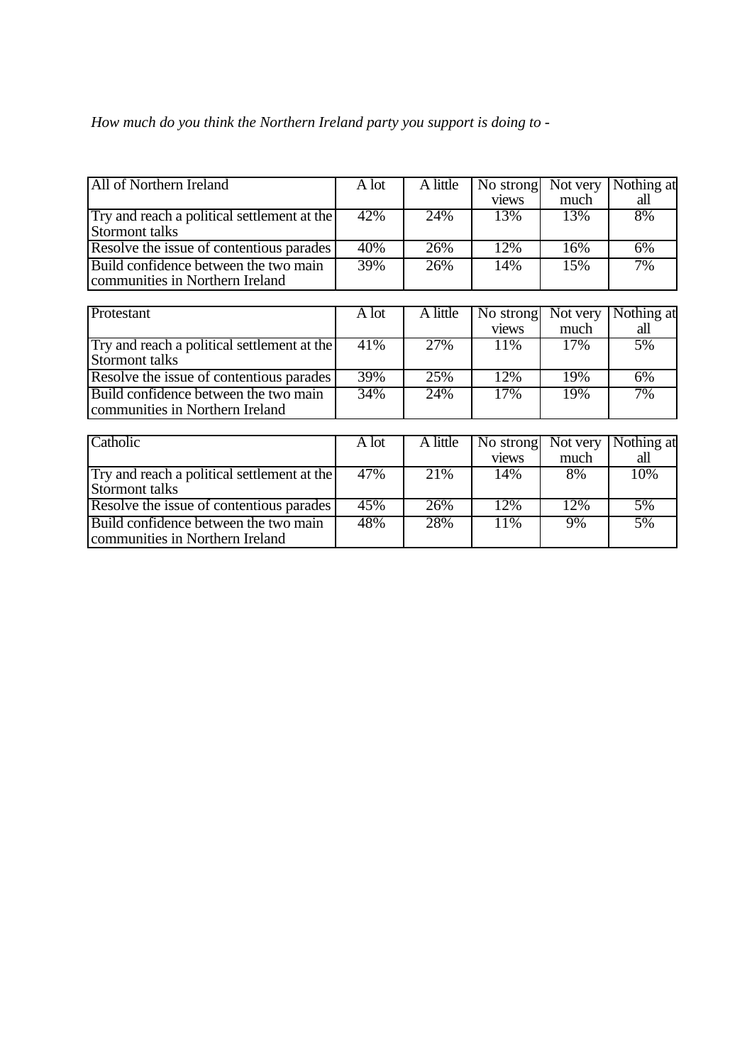*How much do you think the Northern Ireland party you support is doing to -*

| All of Northern Ireland | A lot | A little | No strong views | Not very much | Nothing at all |
|---|---|---|---|---|---|
| Try and reach a political settlement at the Stormont talks | 42% | 24% | 13% | 13% | 8% |
| Resolve the issue of contentious parades | 40% | 26% | 12% | 16% | 6% |
| Build confidence between the two main communities in Northern Ireland | 39% | 26% | 14% | 15% | 7% |

| Protestant | A lot | A little | No strong views | Not very much | Nothing at all |
|---|---|---|---|---|---|
| Try and reach a political settlement at the Stormont talks | 41% | 27% | 11% | 17% | 5% |
| Resolve the issue of contentious parades | 39% | 25% | 12% | 19% | 6% |
| Build confidence between the two main communities in Northern Ireland | 34% | 24% | 17% | 19% | 7% |

| Catholic | A lot | A little | No strong views | Not very much | Nothing at all |
|---|---|---|---|---|---|
| Try and reach a political settlement at the Stormont talks | 47% | 21% | 14% | 8% | 10% |
| Resolve the issue of contentious parades | 45% | 26% | 12% | 12% | 5% |
| Build confidence between the two main communities in Northern Ireland | 48% | 28% | 11% | 9% | 5% |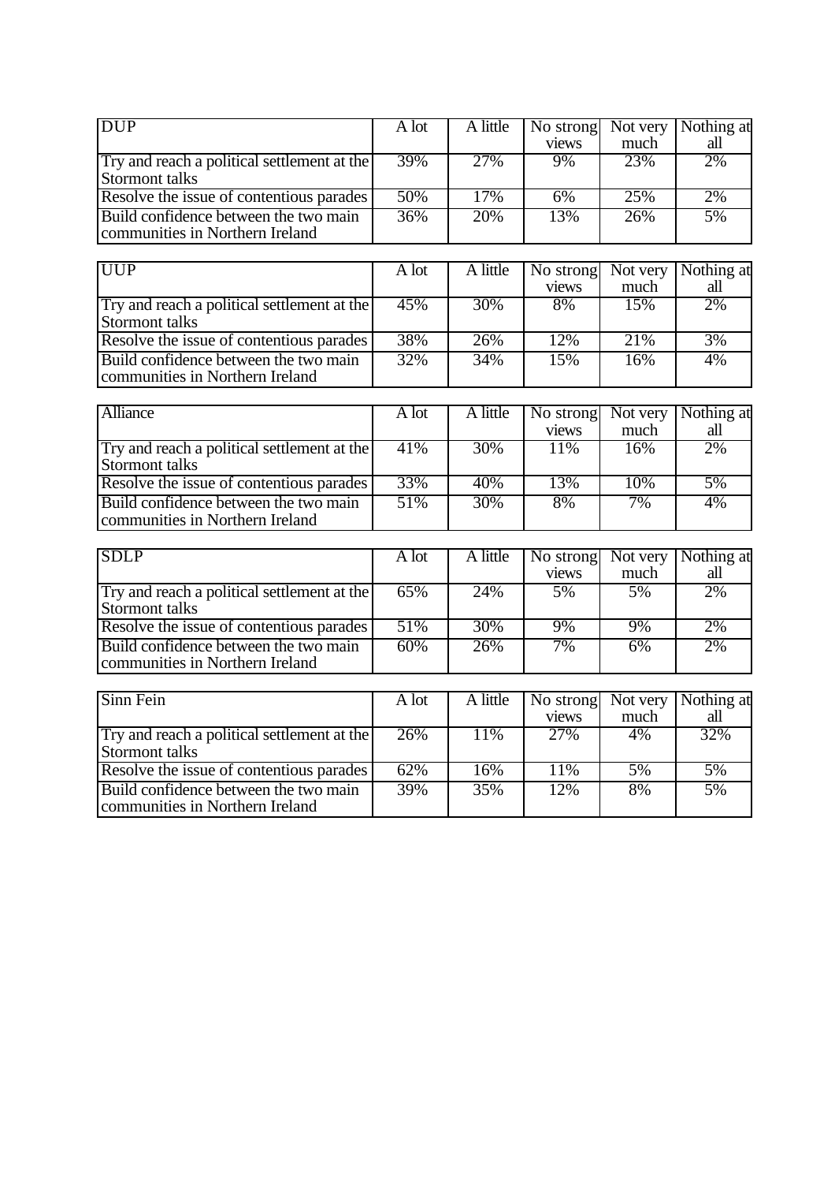| DUP | A lot | A little | No strong views | Not very much | Nothing at all |
|---|---|---|---|---|---|
| Try and reach a political settlement at the Stormont talks | 39% | 27% | 9% | 23% | 2% |
| Resolve the issue of contentious parades | 50% | 17% | 6% | 25% | 2% |
| Build confidence between the two main communities in Northern Ireland | 36% | 20% | 13% | 26% | 5% |

| UUP | A lot | A little | No strong views | Not very much | Nothing at all |
|---|---|---|---|---|---|
| Try and reach a political settlement at the Stormont talks | 45% | 30% | 8% | 15% | 2% |
| Resolve the issue of contentious parades | 38% | 26% | 12% | 21% | 3% |
| Build confidence between the two main communities in Northern Ireland | 32% | 34% | 15% | 16% | 4% |

| Alliance | A lot | A little | No strong views | Not very much | Nothing at all |
|---|---|---|---|---|---|
| Try and reach a political settlement at the Stormont talks | 41% | 30% | 11% | 16% | 2% |
| Resolve the issue of contentious parades | 33% | 40% | 13% | 10% | 5% |
| Build confidence between the two main communities in Northern Ireland | 51% | 30% | 8% | 7% | 4% |

| SDLP | A lot | A little | No strong views | Not very much | Nothing at all |
|---|---|---|---|---|---|
| Try and reach a political settlement at the Stormont talks | 65% | 24% | 5% | 5% | 2% |
| Resolve the issue of contentious parades | 51% | 30% | 9% | 9% | 2% |
| Build confidence between the two main communities in Northern Ireland | 60% | 26% | 7% | 6% | 2% |

| Sinn Fein | A lot | A little | No strong views | Not very much | Nothing at all |
|---|---|---|---|---|---|
| Try and reach a political settlement at the Stormont talks | 26% | 11% | 27% | 4% | 32% |
| Resolve the issue of contentious parades | 62% | 16% | 11% | 5% | 5% |
| Build confidence between the two main communities in Northern Ireland | 39% | 35% | 12% | 8% | 5% |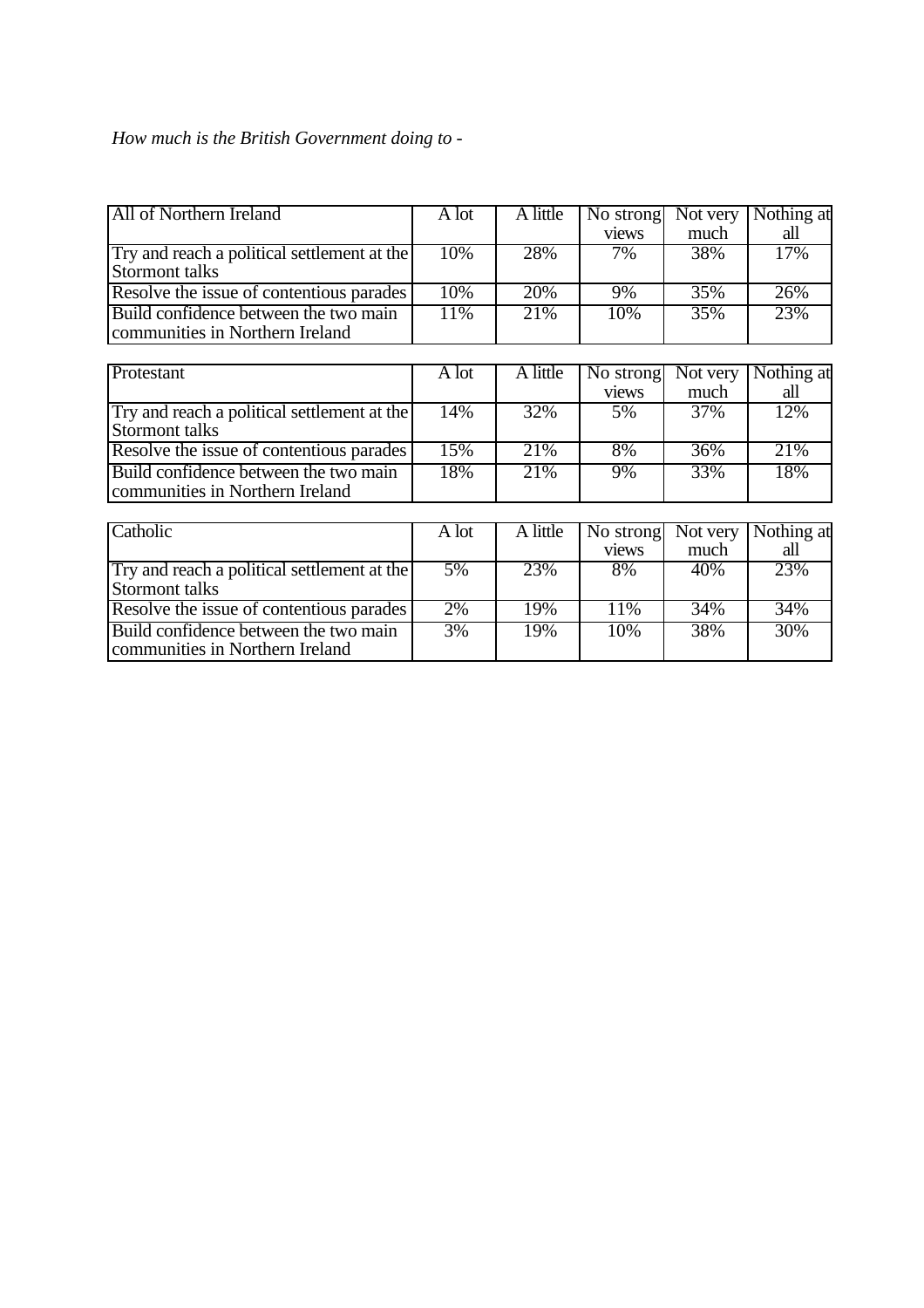*How much is the British Government doing to -*

| All of Northern Ireland | A lot | A little | No strong views | Not very much | Nothing at all |
|---|---|---|---|---|---|
| Try and reach a political settlement at the Stormont talks | 10% | 28% | 7% | 38% | 17% |
| Resolve the issue of contentious parades | 10% | 20% | 9% | 35% | 26% |
| Build confidence between the two main communities in Northern Ireland | 11% | 21% | 10% | 35% | 23% |

| Protestant | A lot | A little | No strong views | Not very much | Nothing at all |
|---|---|---|---|---|---|
| Try and reach a political settlement at the Stormont talks | 14% | 32% | 5% | 37% | 12% |
| Resolve the issue of contentious parades | 15% | 21% | 8% | 36% | 21% |
| Build confidence between the two main communities in Northern Ireland | 18% | 21% | 9% | 33% | 18% |

| Catholic | A lot | A little | No strong views | Not very much | Nothing at all |
|---|---|---|---|---|---|
| Try and reach a political settlement at the Stormont talks | 5% | 23% | 8% | 40% | 23% |
| Resolve the issue of contentious parades | 2% | 19% | 11% | 34% | 34% |
| Build confidence between the two main communities in Northern Ireland | 3% | 19% | 10% | 38% | 30% |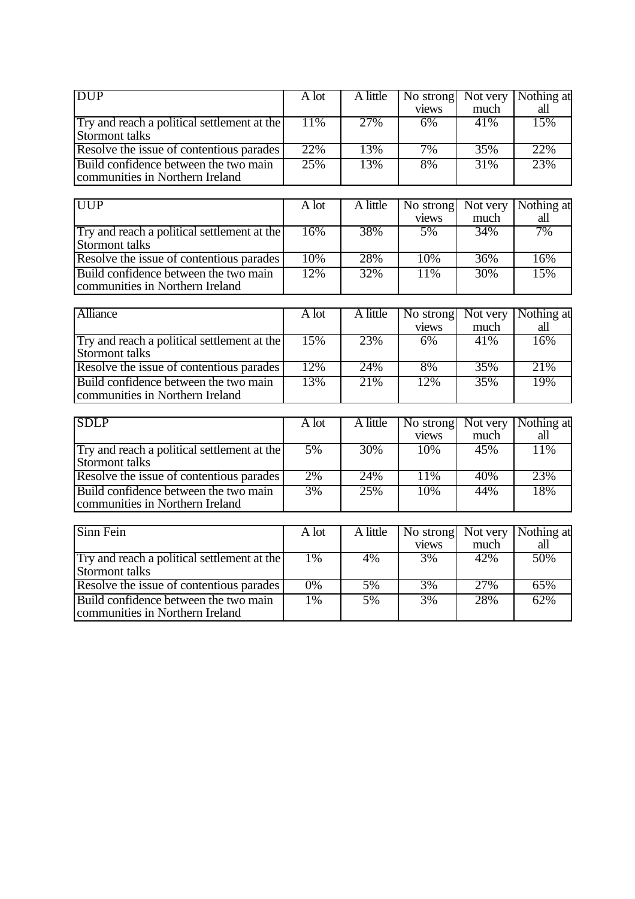| DUP | A lot | A little | No strong views | Not very much | Nothing at all |
|---|---|---|---|---|---|
| Try and reach a political settlement at the Stormont talks | 11% | 27% | 6% | 41% | 15% |
| Resolve the issue of contentious parades | 22% | 13% | 7% | 35% | 22% |
| Build confidence between the two main communities in Northern Ireland | 25% | 13% | 8% | 31% | 23% |

| UUP | A lot | A little | No strong views | Not very much | Nothing at all |
|---|---|---|---|---|---|
| Try and reach a political settlement at the Stormont talks | 16% | 38% | 5% | 34% | 7% |
| Resolve the issue of contentious parades | 10% | 28% | 10% | 36% | 16% |
| Build confidence between the two main communities in Northern Ireland | 12% | 32% | 11% | 30% | 15% |

| Alliance | A lot | A little | No strong views | Not very much | Nothing at all |
|---|---|---|---|---|---|
| Try and reach a political settlement at the Stormont talks | 15% | 23% | 6% | 41% | 16% |
| Resolve the issue of contentious parades | 12% | 24% | 8% | 35% | 21% |
| Build confidence between the two main communities in Northern Ireland | 13% | 21% | 12% | 35% | 19% |

| SDLP | A lot | A little | No strong views | Not very much | Nothing at all |
|---|---|---|---|---|---|
| Try and reach a political settlement at the Stormont talks | 5% | 30% | 10% | 45% | 11% |
| Resolve the issue of contentious parades | 2% | 24% | 11% | 40% | 23% |
| Build confidence between the two main communities in Northern Ireland | 3% | 25% | 10% | 44% | 18% |

| Sinn Fein | A lot | A little | No strong views | Not very much | Nothing at all |
|---|---|---|---|---|---|
| Try and reach a political settlement at the Stormont talks | 1% | 4% | 3% | 42% | 50% |
| Resolve the issue of contentious parades | 0% | 5% | 3% | 27% | 65% |
| Build confidence between the two main communities in Northern Ireland | 1% | 5% | 3% | 28% | 62% |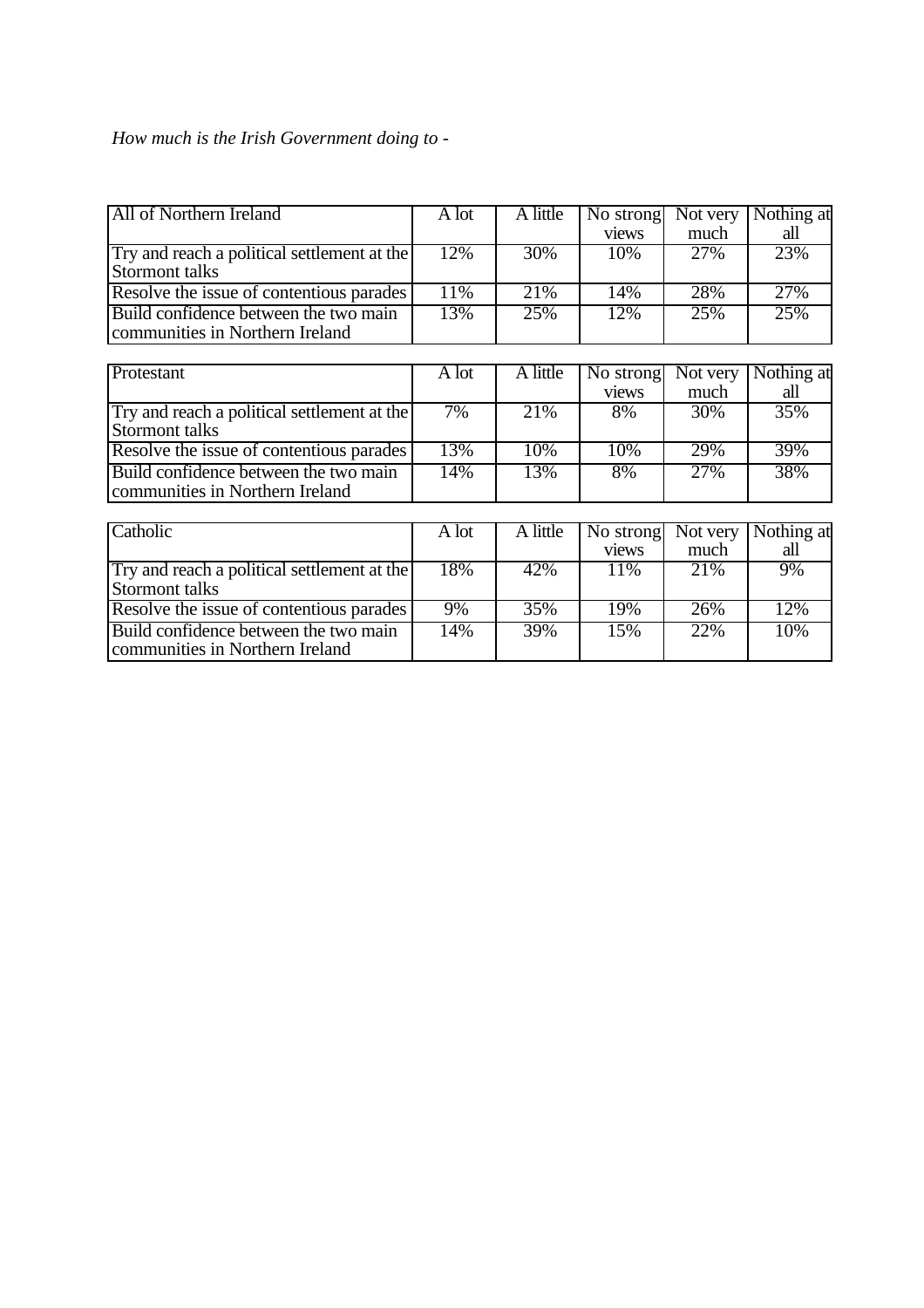*How much is the Irish Government doing to -*

| All of Northern Ireland | A lot | A little | No strong views | Not very much | Nothing at all |
|---|---|---|---|---|---|
| Try and reach a political settlement at the Stormont talks | 12% | 30% | 10% | 27% | 23% |
| Resolve the issue of contentious parades | 11% | 21% | 14% | 28% | 27% |
| Build confidence between the two main communities in Northern Ireland | 13% | 25% | 12% | 25% | 25% |

| Protestant | A lot | A little | No strong views | Not very much | Nothing at all |
|---|---|---|---|---|---|
| Try and reach a political settlement at the Stormont talks | 7% | 21% | 8% | 30% | 35% |
| Resolve the issue of contentious parades | 13% | 10% | 10% | 29% | 39% |
| Build confidence between the two main communities in Northern Ireland | 14% | 13% | 8% | 27% | 38% |

| Catholic | A lot | A little | No strong views | Not very much | Nothing at all |
|---|---|---|---|---|---|
| Try and reach a political settlement at the Stormont talks | 18% | 42% | 11% | 21% | 9% |
| Resolve the issue of contentious parades | 9% | 35% | 19% | 26% | 12% |
| Build confidence between the two main communities in Northern Ireland | 14% | 39% | 15% | 22% | 10% |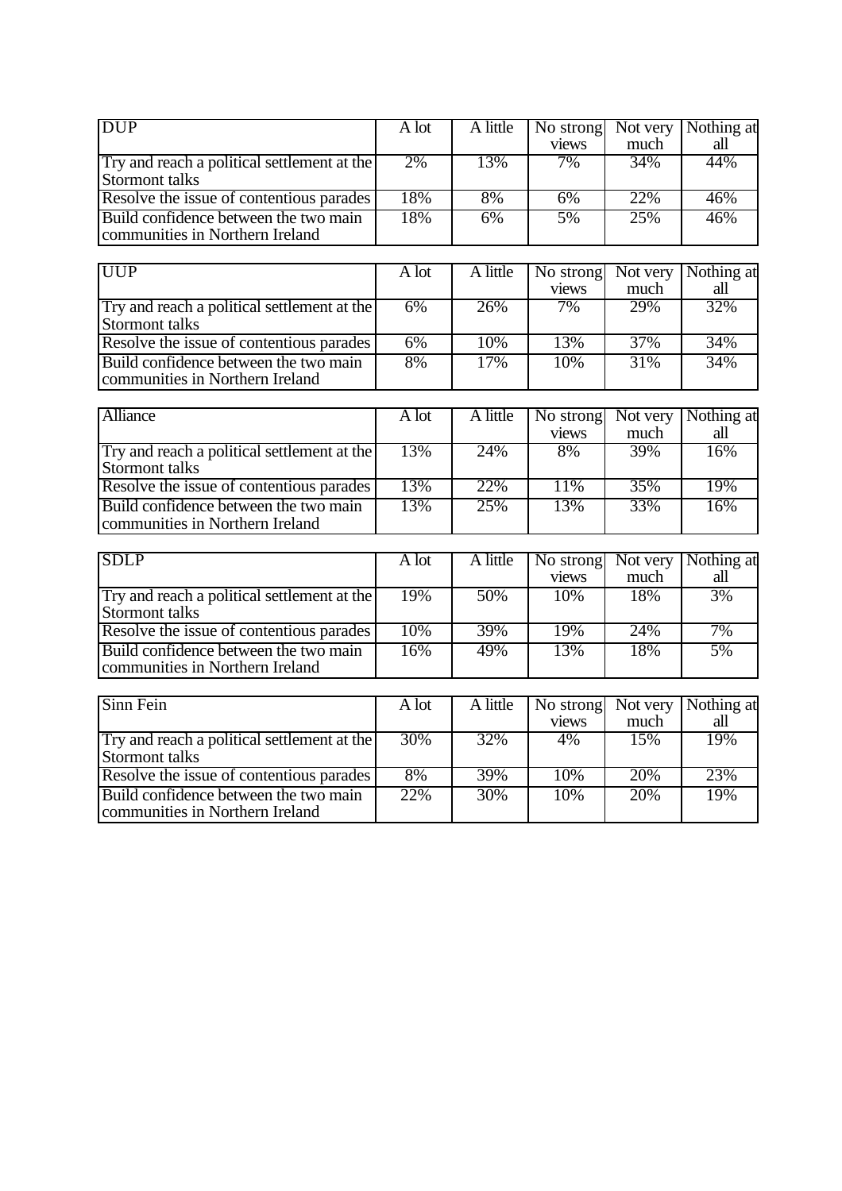| DUP | A lot | A little | No strong views | Not very much | Nothing at all |
|---|---|---|---|---|---|
| Try and reach a political settlement at the Stormont talks | 2% | 13% | 7% | 34% | 44% |
| Resolve the issue of contentious parades | 18% | 8% | 6% | 22% | 46% |
| Build confidence between the two main communities in Northern Ireland | 18% | 6% | 5% | 25% | 46% |

| UUP | A lot | A little | No strong views | Not very much | Nothing at all |
|---|---|---|---|---|---|
| Try and reach a political settlement at the Stormont talks | 6% | 26% | 7% | 29% | 32% |
| Resolve the issue of contentious parades | 6% | 10% | 13% | 37% | 34% |
| Build confidence between the two main communities in Northern Ireland | 8% | 17% | 10% | 31% | 34% |

| Alliance | A lot | A little | No strong views | Not very much | Nothing at all |
|---|---|---|---|---|---|
| Try and reach a political settlement at the Stormont talks | 13% | 24% | 8% | 39% | 16% |
| Resolve the issue of contentious parades | 13% | 22% | 11% | 35% | 19% |
| Build confidence between the two main communities in Northern Ireland | 13% | 25% | 13% | 33% | 16% |

| SDLP | A lot | A little | No strong views | Not very much | Nothing at all |
|---|---|---|---|---|---|
| Try and reach a political settlement at the Stormont talks | 19% | 50% | 10% | 18% | 3% |
| Resolve the issue of contentious parades | 10% | 39% | 19% | 24% | 7% |
| Build confidence between the two main communities in Northern Ireland | 16% | 49% | 13% | 18% | 5% |

| Sinn Fein | A lot | A little | No strong views | Not very much | Nothing at all |
|---|---|---|---|---|---|
| Try and reach a political settlement at the Stormont talks | 30% | 32% | 4% | 15% | 19% |
| Resolve the issue of contentious parades | 8% | 39% | 10% | 20% | 23% |
| Build confidence between the two main communities in Northern Ireland | 22% | 30% | 10% | 20% | 19% |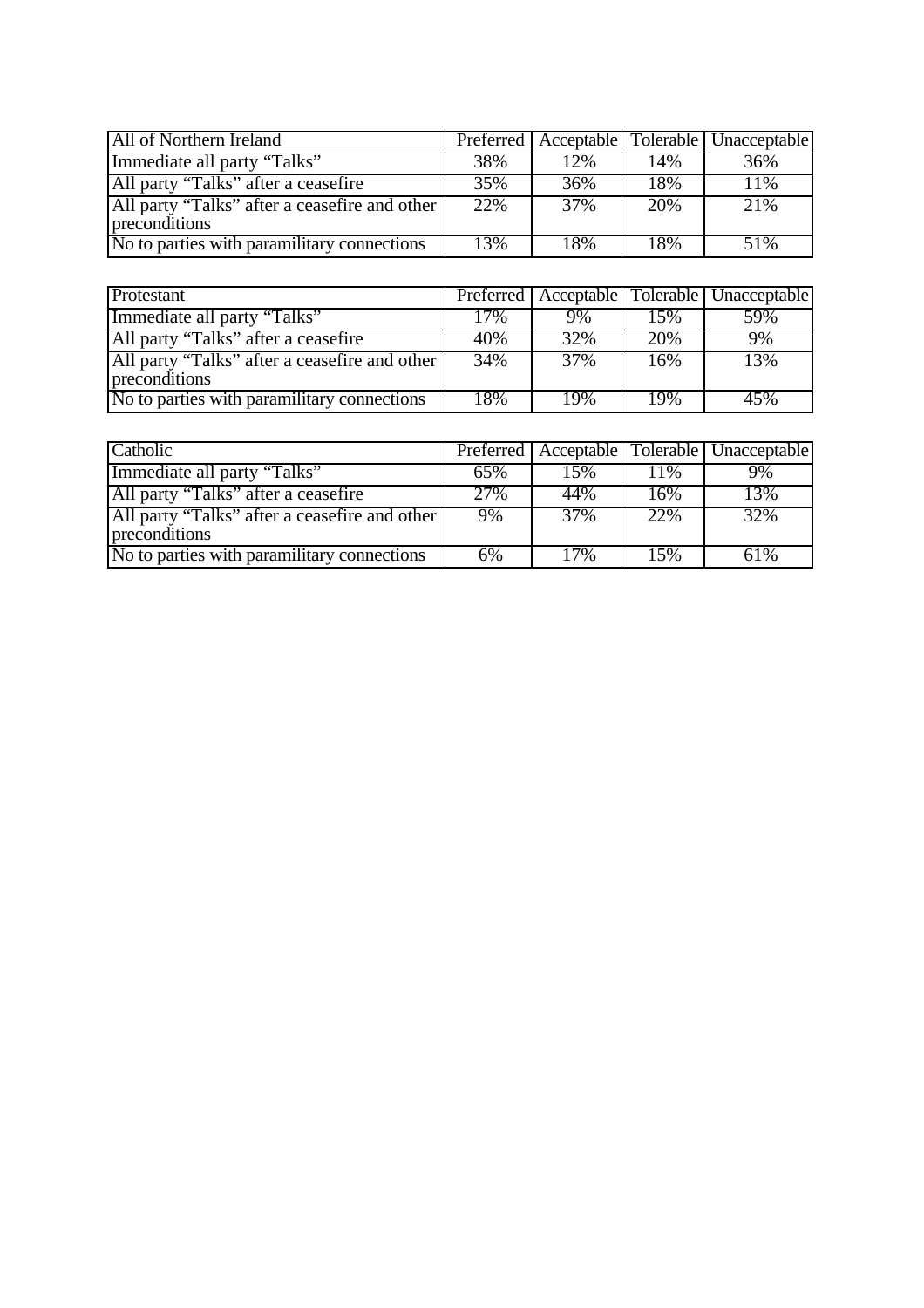| All of Northern Ireland | Preferred | Acceptable | Tolerable | Unacceptable |
| --- | --- | --- | --- | --- |
| Immediate all party "Talks" | 38% | 12% | 14% | 36% |
| All party "Talks" after a ceasefire | 35% | 36% | 18% | 11% |
| All party "Talks" after a ceasefire and other preconditions | 22% | 37% | 20% | 21% |
| No to parties with paramilitary connections | 13% | 18% | 18% | 51% |

| Protestant | Preferred | Acceptable | Tolerable | Unacceptable |
| --- | --- | --- | --- | --- |
| Immediate all party "Talks" | 17% | 9% | 15% | 59% |
| All party "Talks" after a ceasefire | 40% | 32% | 20% | 9% |
| All party "Talks" after a ceasefire and other preconditions | 34% | 37% | 16% | 13% |
| No to parties with paramilitary connections | 18% | 19% | 19% | 45% |

| Catholic | Preferred | Acceptable | Tolerable | Unacceptable |
| --- | --- | --- | --- | --- |
| Immediate all party "Talks" | 65% | 15% | 11% | 9% |
| All party "Talks" after a ceasefire | 27% | 44% | 16% | 13% |
| All party "Talks" after a ceasefire and other preconditions | 9% | 37% | 22% | 32% |
| No to parties with paramilitary connections | 6% | 17% | 15% | 61% |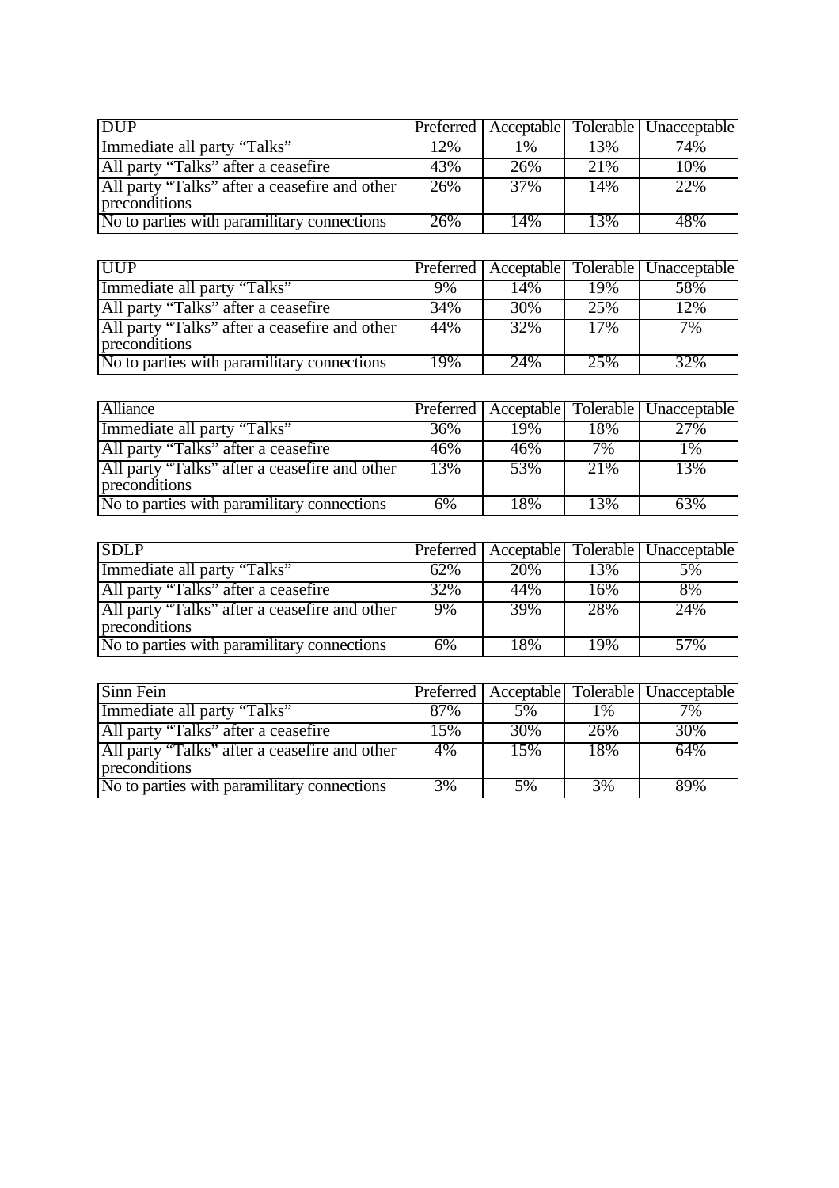| DUP | Preferred | Acceptable | Tolerable | Unacceptable |
| --- | --- | --- | --- | --- |
| Immediate all party "Talks" | 12% | 1% | 13% | 74% |
| All party "Talks" after a ceasefire | 43% | 26% | 21% | 10% |
| All party "Talks" after a ceasefire and other preconditions | 26% | 37% | 14% | 22% |
| No to parties with paramilitary connections | 26% | 14% | 13% | 48% |

| UUP | Preferred | Acceptable | Tolerable | Unacceptable |
| --- | --- | --- | --- | --- |
| Immediate all party "Talks" | 9% | 14% | 19% | 58% |
| All party "Talks" after a ceasefire | 34% | 30% | 25% | 12% |
| All party "Talks" after a ceasefire and other preconditions | 44% | 32% | 17% | 7% |
| No to parties with paramilitary connections | 19% | 24% | 25% | 32% |

| Alliance | Preferred | Acceptable | Tolerable | Unacceptable |
| --- | --- | --- | --- | --- |
| Immediate all party "Talks" | 36% | 19% | 18% | 27% |
| All party "Talks" after a ceasefire | 46% | 46% | 7% | 1% |
| All party "Talks" after a ceasefire and other preconditions | 13% | 53% | 21% | 13% |
| No to parties with paramilitary connections | 6% | 18% | 13% | 63% |

| SDLP | Preferred | Acceptable | Tolerable | Unacceptable |
| --- | --- | --- | --- | --- |
| Immediate all party "Talks" | 62% | 20% | 13% | 5% |
| All party "Talks" after a ceasefire | 32% | 44% | 16% | 8% |
| All party "Talks" after a ceasefire and other preconditions | 9% | 39% | 28% | 24% |
| No to parties with paramilitary connections | 6% | 18% | 19% | 57% |

| Sinn Fein | Preferred | Acceptable | Tolerable | Unacceptable |
| --- | --- | --- | --- | --- |
| Immediate all party "Talks" | 87% | 5% | 1% | 7% |
| All party "Talks" after a ceasefire | 15% | 30% | 26% | 30% |
| All party "Talks" after a ceasefire and other preconditions | 4% | 15% | 18% | 64% |
| No to parties with paramilitary connections | 3% | 5% | 3% | 89% |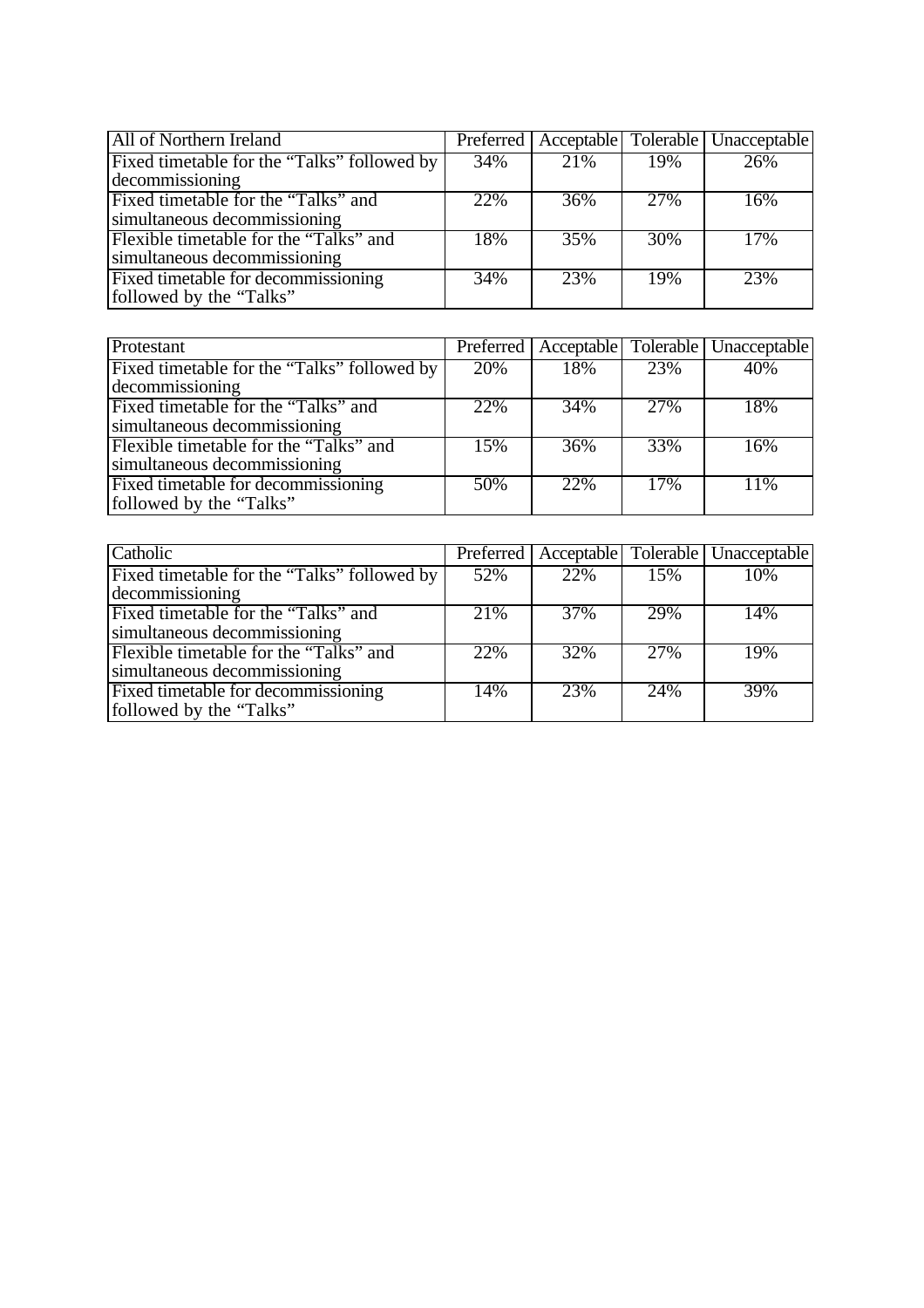| All of Northern Ireland | Preferred | Acceptable | Tolerable | Unacceptable |
|---|---|---|---|---|
| Fixed timetable for the “Talks” followed by decommissioning | 34% | 21% | 19% | 26% |
| Fixed timetable for the “Talks” and simultaneous decommissioning | 22% | 36% | 27% | 16% |
| Flexible timetable for the “Talks” and simultaneous decommissioning | 18% | 35% | 30% | 17% |
| Fixed timetable for decommissioning followed by the “Talks” | 34% | 23% | 19% | 23% |

| Protestant | Preferred | Acceptable | Tolerable | Unacceptable |
|---|---|---|---|---|
| Fixed timetable for the “Talks” followed by decommissioning | 20% | 18% | 23% | 40% |
| Fixed timetable for the “Talks” and simultaneous decommissioning | 22% | 34% | 27% | 18% |
| Flexible timetable for the “Talks” and simultaneous decommissioning | 15% | 36% | 33% | 16% |
| Fixed timetable for decommissioning followed by the “Talks” | 50% | 22% | 17% | 11% |

| Catholic | Preferred | Acceptable | Tolerable | Unacceptable |
|---|---|---|---|---|
| Fixed timetable for the “Talks” followed by decommissioning | 52% | 22% | 15% | 10% |
| Fixed timetable for the “Talks” and simultaneous decommissioning | 21% | 37% | 29% | 14% |
| Flexible timetable for the “Talks” and simultaneous decommissioning | 22% | 32% | 27% | 19% |
| Fixed timetable for decommissioning followed by the “Talks” | 14% | 23% | 24% | 39% |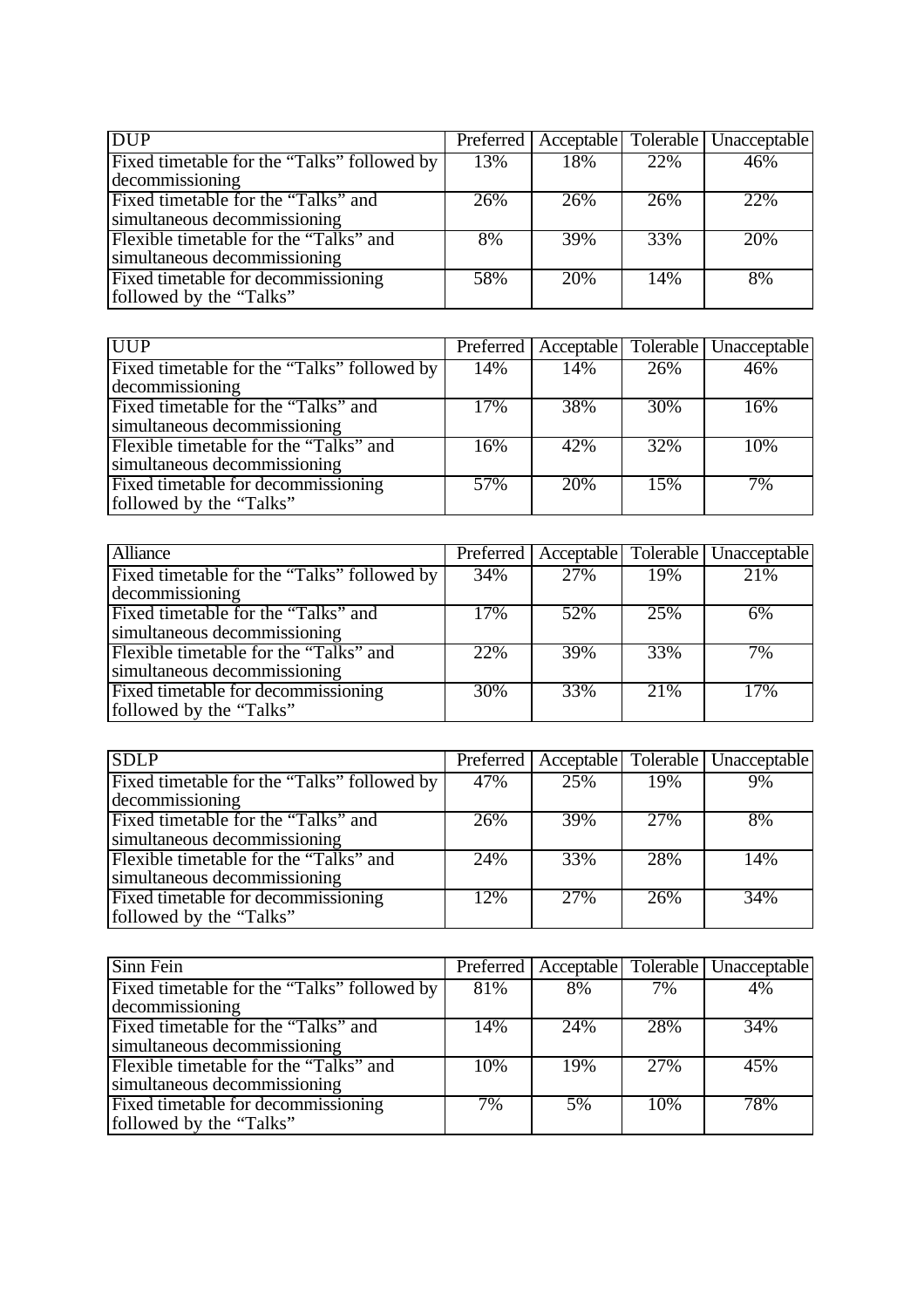| DUP | Preferred | Acceptable | Tolerable | Unacceptable |
|---|---|---|---|---|
| Fixed timetable for the “Talks” followed by decommissioning | 13% | 18% | 22% | 46% |
| Fixed timetable for the “Talks” and simultaneous decommissioning | 26% | 26% | 26% | 22% |
| Flexible timetable for the “Talks” and simultaneous decommissioning | 8% | 39% | 33% | 20% |
| Fixed timetable for decommissioning followed by the “Talks” | 58% | 20% | 14% | 8% |

| UUP | Preferred | Acceptable | Tolerable | Unacceptable |
|---|---|---|---|---|
| Fixed timetable for the “Talks” followed by decommissioning | 14% | 14% | 26% | 46% |
| Fixed timetable for the “Talks” and simultaneous decommissioning | 17% | 38% | 30% | 16% |
| Flexible timetable for the “Talks” and simultaneous decommissioning | 16% | 42% | 32% | 10% |
| Fixed timetable for decommissioning followed by the “Talks” | 57% | 20% | 15% | 7% |

| Alliance | Preferred | Acceptable | Tolerable | Unacceptable |
|---|---|---|---|---|
| Fixed timetable for the “Talks” followed by decommissioning | 34% | 27% | 19% | 21% |
| Fixed timetable for the “Talks” and simultaneous decommissioning | 17% | 52% | 25% | 6% |
| Flexible timetable for the “Talks” and simultaneous decommissioning | 22% | 39% | 33% | 7% |
| Fixed timetable for decommissioning followed by the “Talks” | 30% | 33% | 21% | 17% |

| SDLP | Preferred | Acceptable | Tolerable | Unacceptable |
|---|---|---|---|---|
| Fixed timetable for the “Talks” followed by decommissioning | 47% | 25% | 19% | 9% |
| Fixed timetable for the “Talks” and simultaneous decommissioning | 26% | 39% | 27% | 8% |
| Flexible timetable for the “Talks” and simultaneous decommissioning | 24% | 33% | 28% | 14% |
| Fixed timetable for decommissioning followed by the “Talks” | 12% | 27% | 26% | 34% |

| Sinn Fein | Preferred | Acceptable | Tolerable | Unacceptable |
|---|---|---|---|---|
| Fixed timetable for the “Talks” followed by decommissioning | 81% | 8% | 7% | 4% |
| Fixed timetable for the “Talks” and simultaneous decommissioning | 14% | 24% | 28% | 34% |
| Flexible timetable for the “Talks” and simultaneous decommissioning | 10% | 19% | 27% | 45% |
| Fixed timetable for decommissioning followed by the “Talks” | 7% | 5% | 10% | 78% |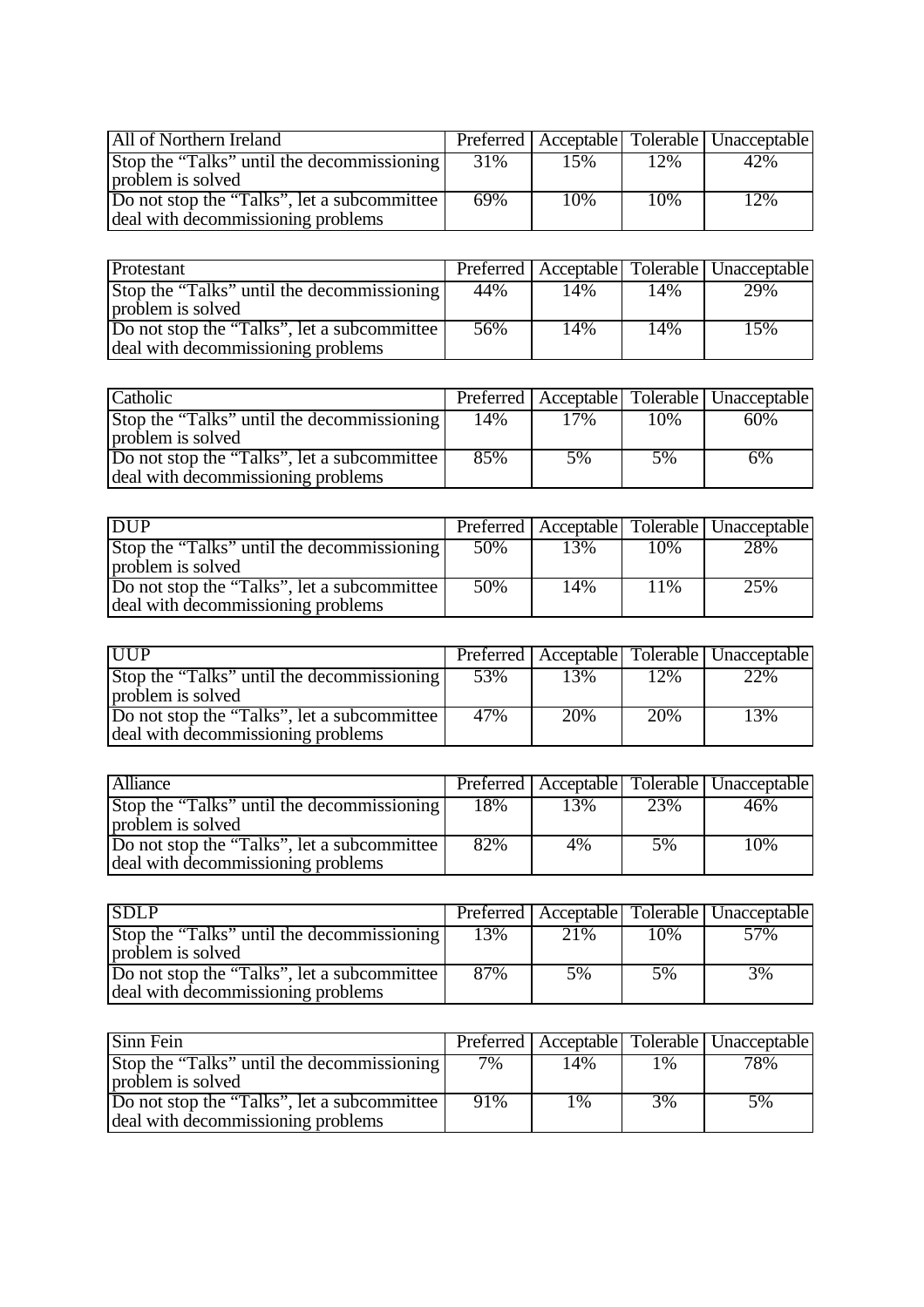| All of Northern Ireland | Preferred | Acceptable | Tolerable | Unacceptable |
|---|---|---|---|---|
| Stop the "Talks" until the decommissioning problem is solved | 31% | 15% | 12% | 42% |
| Do not stop the "Talks", let a subcommittee deal with decommissioning problems | 69% | 10% | 10% | 12% |

| Protestant | Preferred | Acceptable | Tolerable | Unacceptable |
|---|---|---|---|---|
| Stop the "Talks" until the decommissioning problem is solved | 44% | 14% | 14% | 29% |
| Do not stop the "Talks", let a subcommittee deal with decommissioning problems | 56% | 14% | 14% | 15% |

| Catholic | Preferred | Acceptable | Tolerable | Unacceptable |
|---|---|---|---|---|
| Stop the "Talks" until the decommissioning problem is solved | 14% | 17% | 10% | 60% |
| Do not stop the "Talks", let a subcommittee deal with decommissioning problems | 85% | 5% | 5% | 6% |

| DUP | Preferred | Acceptable | Tolerable | Unacceptable |
|---|---|---|---|---|
| Stop the "Talks" until the decommissioning problem is solved | 50% | 13% | 10% | 28% |
| Do not stop the "Talks", let a subcommittee deal with decommissioning problems | 50% | 14% | 11% | 25% |

| UUP | Preferred | Acceptable | Tolerable | Unacceptable |
|---|---|---|---|---|
| Stop the "Talks" until the decommissioning problem is solved | 53% | 13% | 12% | 22% |
| Do not stop the "Talks", let a subcommittee deal with decommissioning problems | 47% | 20% | 20% | 13% |

| Alliance | Preferred | Acceptable | Tolerable | Unacceptable |
|---|---|---|---|---|
| Stop the "Talks" until the decommissioning problem is solved | 18% | 13% | 23% | 46% |
| Do not stop the "Talks", let a subcommittee deal with decommissioning problems | 82% | 4% | 5% | 10% |

| SDLP | Preferred | Acceptable | Tolerable | Unacceptable |
|---|---|---|---|---|
| Stop the "Talks" until the decommissioning problem is solved | 13% | 21% | 10% | 57% |
| Do not stop the "Talks", let a subcommittee deal with decommissioning problems | 87% | 5% | 5% | 3% |

| Sinn Fein | Preferred | Acceptable | Tolerable | Unacceptable |
|---|---|---|---|---|
| Stop the "Talks" until the decommissioning problem is solved | 7% | 14% | 1% | 78% |
| Do not stop the "Talks", let a subcommittee deal with decommissioning problems | 91% | 1% | 3% | 5% |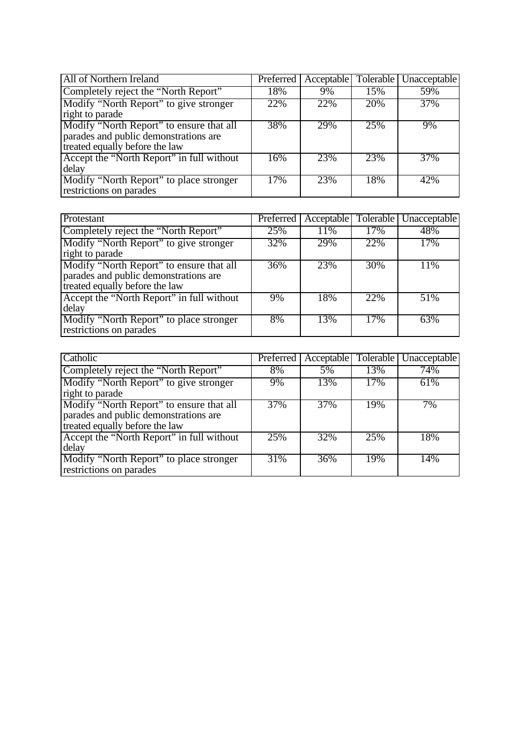| All of Northern Ireland | Preferred | Acceptable | Tolerable | Unacceptable |
|---|---|---|---|---|
| Completely reject the “North Report” | 18% | 9% | 15% | 59% |
| Modify “North Report” to give stronger right to parade | 22% | 22% | 20% | 37% |
| Modify “North Report” to ensure that all parades and public demonstrations are treated equally before the law | 38% | 29% | 25% | 9% |
| Accept the “North Report” in full without delay | 16% | 23% | 23% | 37% |
| Modify “North Report” to place stronger restrictions on parades | 17% | 23% | 18% | 42% |

| Protestant | Preferred | Acceptable | Tolerable | Unacceptable |
|---|---|---|---|---|
| Completely reject the “North Report” | 25% | 11% | 17% | 48% |
| Modify “North Report” to give stronger right to parade | 32% | 29% | 22% | 17% |
| Modify “North Report” to ensure that all parades and public demonstrations are treated equally before the law | 36% | 23% | 30% | 11% |
| Accept the “North Report” in full without delay | 9% | 18% | 22% | 51% |
| Modify “North Report” to place stronger restrictions on parades | 8% | 13% | 17% | 63% |

| Catholic | Preferred | Acceptable | Tolerable | Unacceptable |
|---|---|---|---|---|
| Completely reject the “North Report” | 8% | 5% | 13% | 74% |
| Modify “North Report” to give stronger right to parade | 9% | 13% | 17% | 61% |
| Modify “North Report” to ensure that all parades and public demonstrations are treated equally before the law | 37% | 37% | 19% | 7% |
| Accept the “North Report” in full without delay | 25% | 32% | 25% | 18% |
| Modify “North Report” to place stronger restrictions on parades | 31% | 36% | 19% | 14% |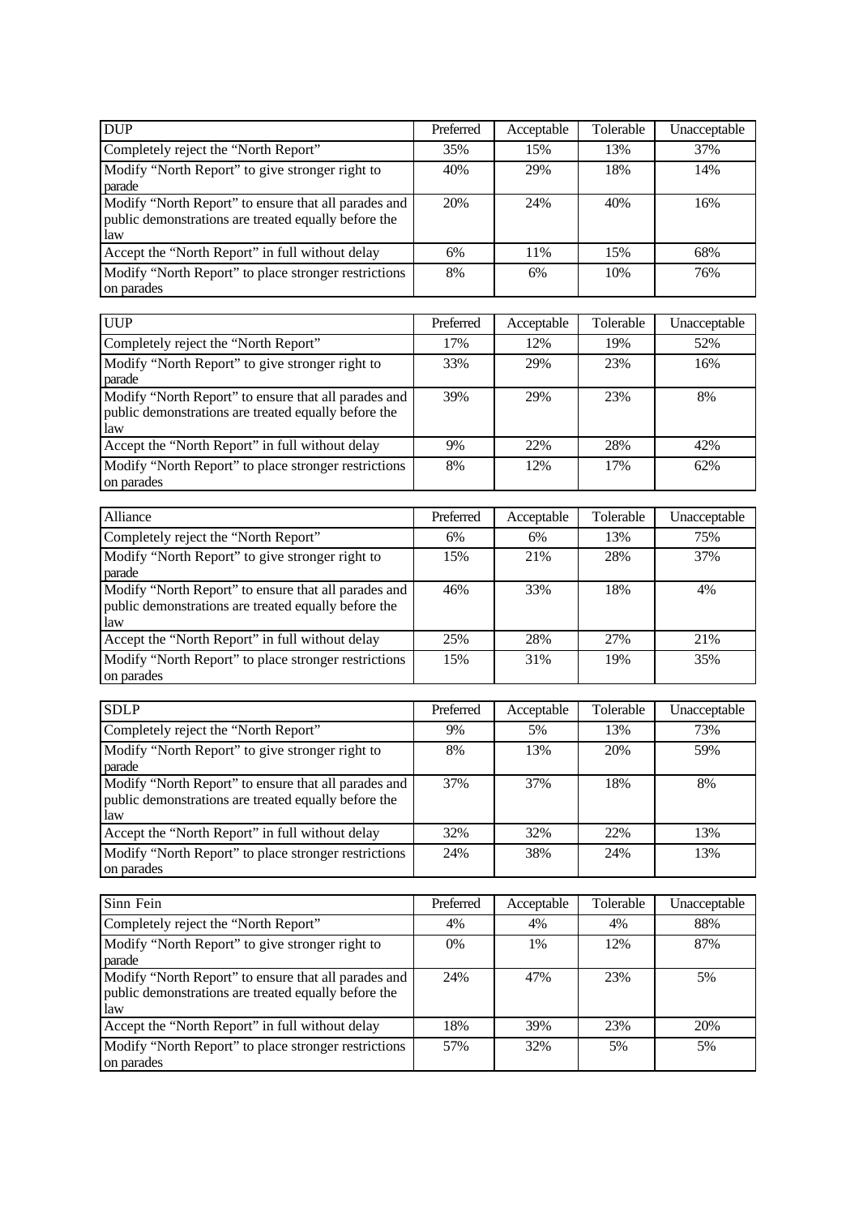| DUP | Preferred | Acceptable | Tolerable | Unacceptable |
| --- | --- | --- | --- | --- |
| Completely reject the “North Report” | 35% | 15% | 13% | 37% |
| Modify “North Report” to give stronger right to parade | 40% | 29% | 18% | 14% |
| Modify “North Report” to ensure that all parades and public demonstrations are treated equally before the law | 20% | 24% | 40% | 16% |
| Accept the “North Report” in full without delay | 6% | 11% | 15% | 68% |
| Modify “North Report” to place stronger restrictions on parades | 8% | 6% | 10% | 76% |

| UUP | Preferred | Acceptable | Tolerable | Unacceptable |
| --- | --- | --- | --- | --- |
| Completely reject the “North Report” | 17% | 12% | 19% | 52% |
| Modify “North Report” to give stronger right to parade | 33% | 29% | 23% | 16% |
| Modify “North Report” to ensure that all parades and public demonstrations are treated equally before the law | 39% | 29% | 23% | 8% |
| Accept the “North Report” in full without delay | 9% | 22% | 28% | 42% |
| Modify “North Report” to place stronger restrictions on parades | 8% | 12% | 17% | 62% |

| Alliance | Preferred | Acceptable | Tolerable | Unacceptable |
| --- | --- | --- | --- | --- |
| Completely reject the “North Report” | 6% | 6% | 13% | 75% |
| Modify “North Report” to give stronger right to parade | 15% | 21% | 28% | 37% |
| Modify “North Report” to ensure that all parades and public demonstrations are treated equally before the law | 46% | 33% | 18% | 4% |
| Accept the “North Report” in full without delay | 25% | 28% | 27% | 21% |
| Modify “North Report” to place stronger restrictions on parades | 15% | 31% | 19% | 35% |

| SDLP | Preferred | Acceptable | Tolerable | Unacceptable |
| --- | --- | --- | --- | --- |
| Completely reject the “North Report” | 9% | 5% | 13% | 73% |
| Modify “North Report” to give stronger right to parade | 8% | 13% | 20% | 59% |
| Modify “North Report” to ensure that all parades and public demonstrations are treated equally before the law | 37% | 37% | 18% | 8% |
| Accept the “North Report” in full without delay | 32% | 32% | 22% | 13% |
| Modify “North Report” to place stronger restrictions on parades | 24% | 38% | 24% | 13% |

| Sinn Fein | Preferred | Acceptable | Tolerable | Unacceptable |
| --- | --- | --- | --- | --- |
| Completely reject the “North Report” | 4% | 4% | 4% | 88% |
| Modify “North Report” to give stronger right to parade | 0% | 1% | 12% | 87% |
| Modify “North Report” to ensure that all parades and public demonstrations are treated equally before the law | 24% | 47% | 23% | 5% |
| Accept the “North Report” in full without delay | 18% | 39% | 23% | 20% |
| Modify “North Report” to place stronger restrictions on parades | 57% | 32% | 5% | 5% |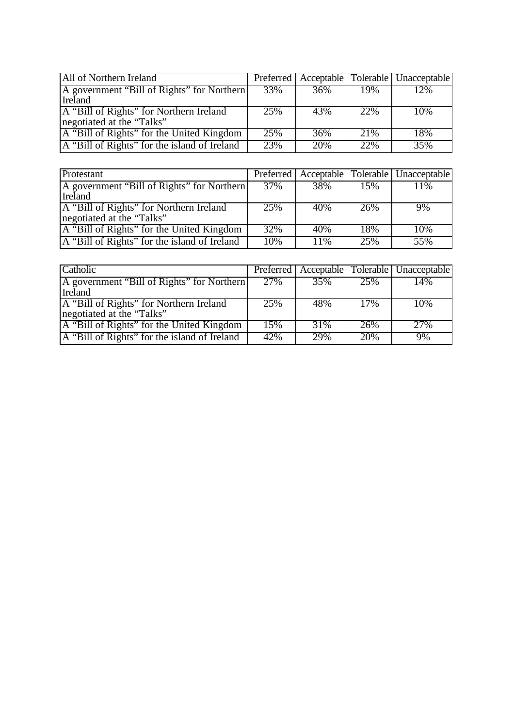| All of Northern Ireland | Preferred | Acceptable | Tolerable | Unacceptable |
|---|---|---|---|---|
| A government "Bill of Rights" for Northern Ireland | 33% | 36% | 19% | 12% |
| A "Bill of Rights" for Northern Ireland negotiated at the "Talks" | 25% | 43% | 22% | 10% |
| A "Bill of Rights" for the United Kingdom | 25% | 36% | 21% | 18% |
| A "Bill of Rights" for the island of Ireland | 23% | 20% | 22% | 35% |

| Protestant | Preferred | Acceptable | Tolerable | Unacceptable |
|---|---|---|---|---|
| A government "Bill of Rights" for Northern Ireland | 37% | 38% | 15% | 11% |
| A "Bill of Rights" for Northern Ireland negotiated at the "Talks" | 25% | 40% | 26% | 9% |
| A "Bill of Rights" for the United Kingdom | 32% | 40% | 18% | 10% |
| A "Bill of Rights" for the island of Ireland | 10% | 11% | 25% | 55% |

| Catholic | Preferred | Acceptable | Tolerable | Unacceptable |
|---|---|---|---|---|
| A government "Bill of Rights" for Northern Ireland | 27% | 35% | 25% | 14% |
| A "Bill of Rights" for Northern Ireland negotiated at the "Talks" | 25% | 48% | 17% | 10% |
| A "Bill of Rights" for the United Kingdom | 15% | 31% | 26% | 27% |
| A "Bill of Rights" for the island of Ireland | 42% | 29% | 20% | 9% |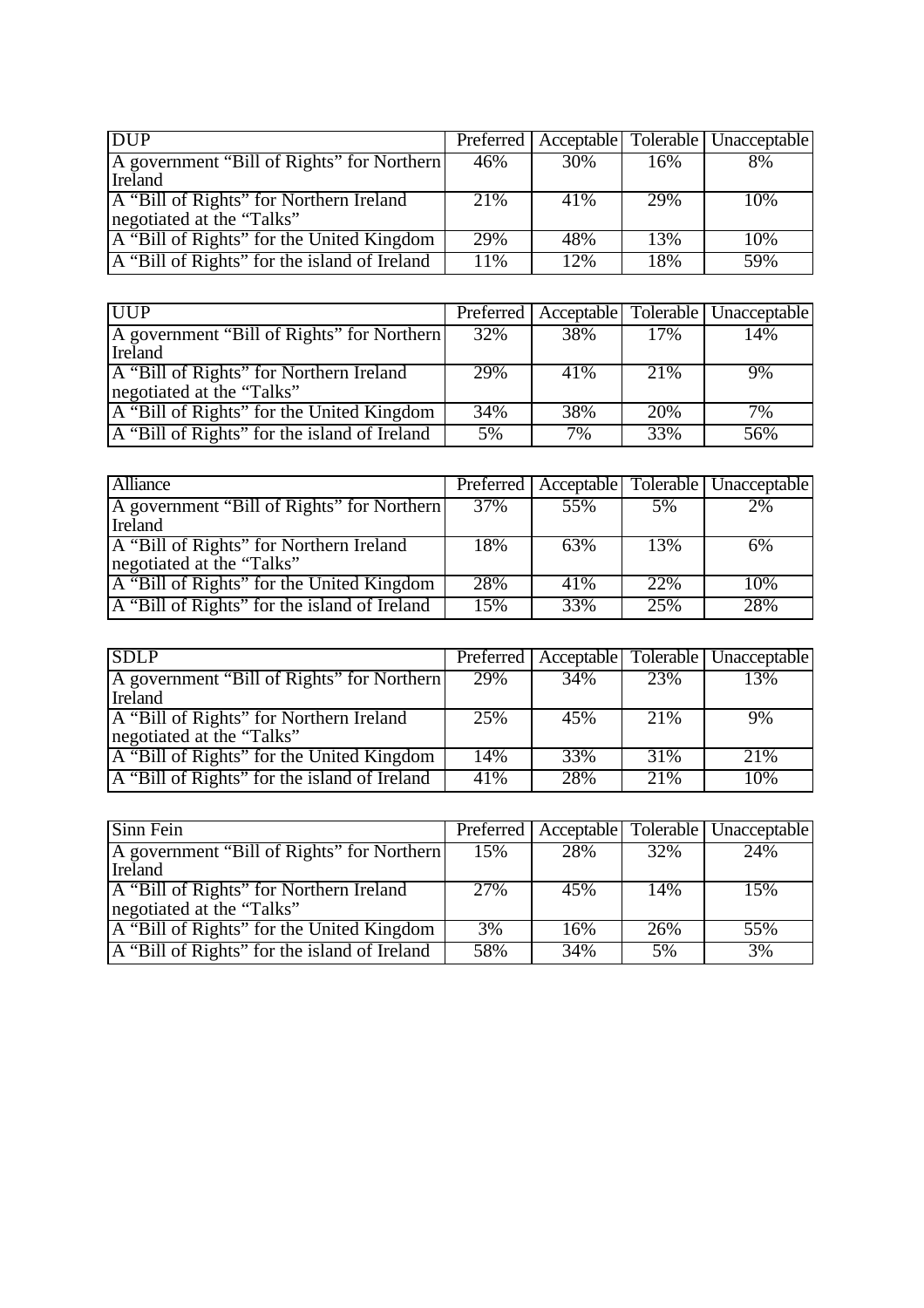| DUP | Preferred | Acceptable | Tolerable | Unacceptable |
|---|---|---|---|---|
| A government “Bill of Rights” for Northern Ireland | 46% | 30% | 16% | 8% |
| A “Bill of Rights” for Northern Ireland negotiated at the “Talks” | 21% | 41% | 29% | 10% |
| A “Bill of Rights” for the United Kingdom | 29% | 48% | 13% | 10% |
| A “Bill of Rights” for the island of Ireland | 11% | 12% | 18% | 59% |

| UUP | Preferred | Acceptable | Tolerable | Unacceptable |
|---|---|---|---|---|
| A government “Bill of Rights” for Northern Ireland | 32% | 38% | 17% | 14% |
| A “Bill of Rights” for Northern Ireland negotiated at the “Talks” | 29% | 41% | 21% | 9% |
| A “Bill of Rights” for the United Kingdom | 34% | 38% | 20% | 7% |
| A “Bill of Rights” for the island of Ireland | 5% | 7% | 33% | 56% |

| Alliance | Preferred | Acceptable | Tolerable | Unacceptable |
|---|---|---|---|---|
| A government “Bill of Rights” for Northern Ireland | 37% | 55% | 5% | 2% |
| A “Bill of Rights” for Northern Ireland negotiated at the “Talks” | 18% | 63% | 13% | 6% |
| A “Bill of Rights” for the United Kingdom | 28% | 41% | 22% | 10% |
| A “Bill of Rights” for the island of Ireland | 15% | 33% | 25% | 28% |

| SDLP | Preferred | Acceptable | Tolerable | Unacceptable |
|---|---|---|---|---|
| A government “Bill of Rights” for Northern Ireland | 29% | 34% | 23% | 13% |
| A “Bill of Rights” for Northern Ireland negotiated at the “Talks” | 25% | 45% | 21% | 9% |
| A “Bill of Rights” for the United Kingdom | 14% | 33% | 31% | 21% |
| A “Bill of Rights” for the island of Ireland | 41% | 28% | 21% | 10% |

| Sinn Fein | Preferred | Acceptable | Tolerable | Unacceptable |
|---|---|---|---|---|
| A government “Bill of Rights” for Northern Ireland | 15% | 28% | 32% | 24% |
| A “Bill of Rights” for Northern Ireland negotiated at the “Talks” | 27% | 45% | 14% | 15% |
| A “Bill of Rights” for the United Kingdom | 3% | 16% | 26% | 55% |
| A “Bill of Rights” for the island of Ireland | 58% | 34% | 5% | 3% |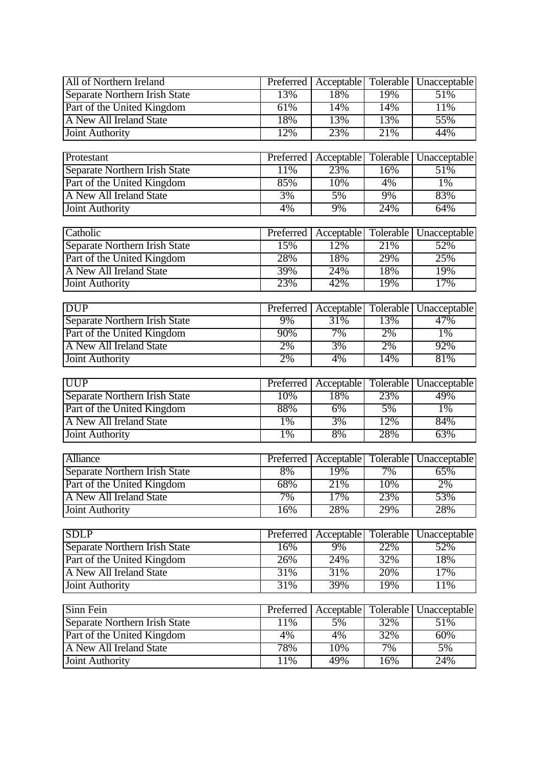| All of Northern Ireland | Preferred | Acceptable | Tolerable | Unacceptable |
|---|---|---|---|---|
| Separate Northern Irish State | 13% | 18% | 19% | 51% |
| Part of the United Kingdom | 61% | 14% | 14% | 11% |
| A New All Ireland State | 18% | 13% | 13% | 55% |
| Joint Authority | 12% | 23% | 21% | 44% |

| Protestant | Preferred | Acceptable | Tolerable | Unacceptable |
|---|---|---|---|---|
| Separate Northern Irish State | 11% | 23% | 16% | 51% |
| Part of the United Kingdom | 85% | 10% | 4% | 1% |
| A New All Ireland State | 3% | 5% | 9% | 83% |
| Joint Authority | 4% | 9% | 24% | 64% |

| Catholic | Preferred | Acceptable | Tolerable | Unacceptable |
|---|---|---|---|---|
| Separate Northern Irish State | 15% | 12% | 21% | 52% |
| Part of the United Kingdom | 28% | 18% | 29% | 25% |
| A New All Ireland State | 39% | 24% | 18% | 19% |
| Joint Authority | 23% | 42% | 19% | 17% |

| DUP | Preferred | Acceptable | Tolerable | Unacceptable |
|---|---|---|---|---|
| Separate Northern Irish State | 9% | 31% | 13% | 47% |
| Part of the United Kingdom | 90% | 7% | 2% | 1% |
| A New All Ireland State | 2% | 3% | 2% | 92% |
| Joint Authority | 2% | 4% | 14% | 81% |

| UUP | Preferred | Acceptable | Tolerable | Unacceptable |
|---|---|---|---|---|
| Separate Northern Irish State | 10% | 18% | 23% | 49% |
| Part of the United Kingdom | 88% | 6% | 5% | 1% |
| A New All Ireland State | 1% | 3% | 12% | 84% |
| Joint Authority | 1% | 8% | 28% | 63% |

| Alliance | Preferred | Acceptable | Tolerable | Unacceptable |
|---|---|---|---|---|
| Separate Northern Irish State | 8% | 19% | 7% | 65% |
| Part of the United Kingdom | 68% | 21% | 10% | 2% |
| A New All Ireland State | 7% | 17% | 23% | 53% |
| Joint Authority | 16% | 28% | 29% | 28% |

| SDLP | Preferred | Acceptable | Tolerable | Unacceptable |
|---|---|---|---|---|
| Separate Northern Irish State | 16% | 9% | 22% | 52% |
| Part of the United Kingdom | 26% | 24% | 32% | 18% |
| A New All Ireland State | 31% | 31% | 20% | 17% |
| Joint Authority | 31% | 39% | 19% | 11% |

| Sinn Fein | Preferred | Acceptable | Tolerable | Unacceptable |
|---|---|---|---|---|
| Separate Northern Irish State | 11% | 5% | 32% | 51% |
| Part of the United Kingdom | 4% | 4% | 32% | 60% |
| A New All Ireland State | 78% | 10% | 7% | 5% |
| Joint Authority | 11% | 49% | 16% | 24% |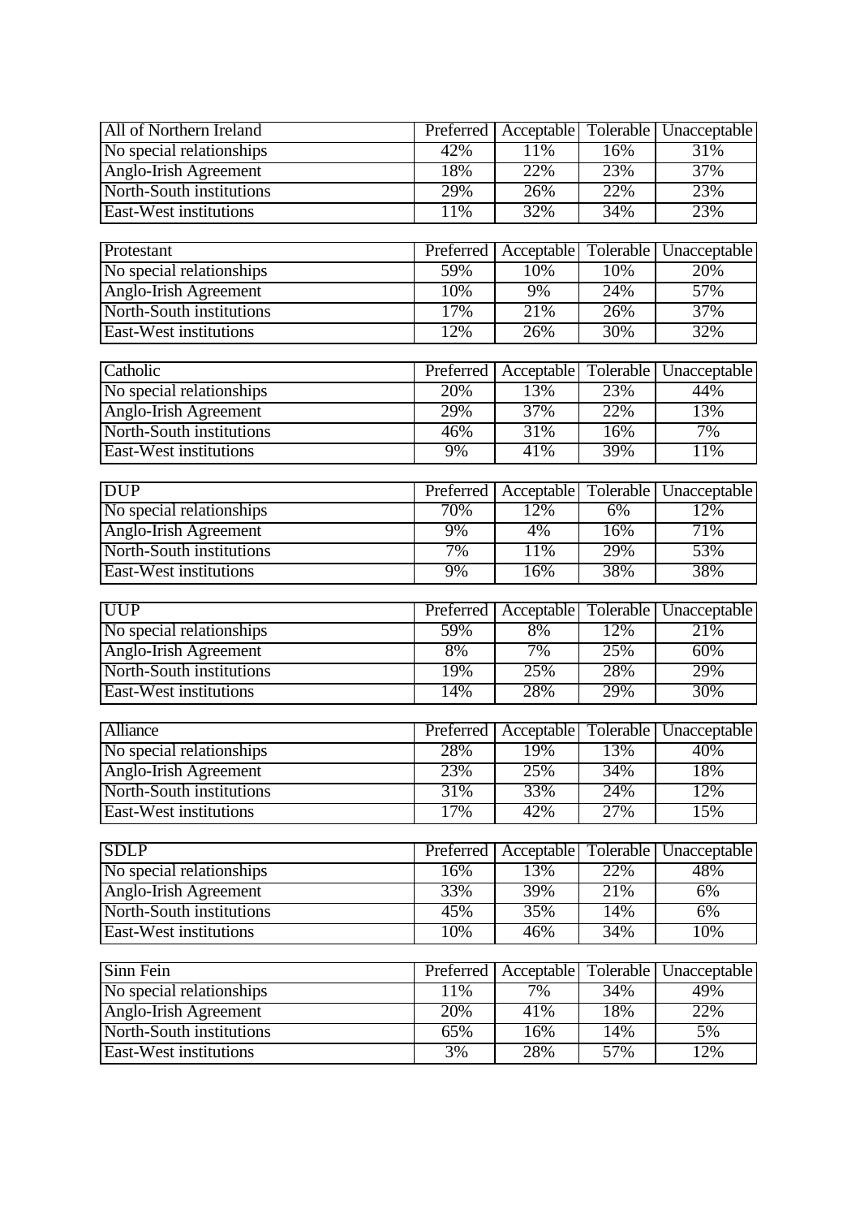| All of Northern Ireland | Preferred | Acceptable | Tolerable | Unacceptable |
|---|---|---|---|---|
| No special relationships | 42% | 11% | 16% | 31% |
| Anglo-Irish Agreement | 18% | 22% | 23% | 37% |
| North-South institutions | 29% | 26% | 22% | 23% |
| East-West institutions | 11% | 32% | 34% | 23% |

| Protestant | Preferred | Acceptable | Tolerable | Unacceptable |
|---|---|---|---|---|
| No special relationships | 59% | 10% | 10% | 20% |
| Anglo-Irish Agreement | 10% | 9% | 24% | 57% |
| North-South institutions | 17% | 21% | 26% | 37% |
| East-West institutions | 12% | 26% | 30% | 32% |

| Catholic | Preferred | Acceptable | Tolerable | Unacceptable |
|---|---|---|---|---|
| No special relationships | 20% | 13% | 23% | 44% |
| Anglo-Irish Agreement | 29% | 37% | 22% | 13% |
| North-South institutions | 46% | 31% | 16% | 7% |
| East-West institutions | 9% | 41% | 39% | 11% |

| DUP | Preferred | Acceptable | Tolerable | Unacceptable |
|---|---|---|---|---|
| No special relationships | 70% | 12% | 6% | 12% |
| Anglo-Irish Agreement | 9% | 4% | 16% | 71% |
| North-South institutions | 7% | 11% | 29% | 53% |
| East-West institutions | 9% | 16% | 38% | 38% |

| UUP | Preferred | Acceptable | Tolerable | Unacceptable |
|---|---|---|---|---|
| No special relationships | 59% | 8% | 12% | 21% |
| Anglo-Irish Agreement | 8% | 7% | 25% | 60% |
| North-South institutions | 19% | 25% | 28% | 29% |
| East-West institutions | 14% | 28% | 29% | 30% |

| Alliance | Preferred | Acceptable | Tolerable | Unacceptable |
|---|---|---|---|---|
| No special relationships | 28% | 19% | 13% | 40% |
| Anglo-Irish Agreement | 23% | 25% | 34% | 18% |
| North-South institutions | 31% | 33% | 24% | 12% |
| East-West institutions | 17% | 42% | 27% | 15% |

| SDLP | Preferred | Acceptable | Tolerable | Unacceptable |
|---|---|---|---|---|
| No special relationships | 16% | 13% | 22% | 48% |
| Anglo-Irish Agreement | 33% | 39% | 21% | 6% |
| North-South institutions | 45% | 35% | 14% | 6% |
| East-West institutions | 10% | 46% | 34% | 10% |

| Sinn Fein | Preferred | Acceptable | Tolerable | Unacceptable |
|---|---|---|---|---|
| No special relationships | 11% | 7% | 34% | 49% |
| Anglo-Irish Agreement | 20% | 41% | 18% | 22% |
| North-South institutions | 65% | 16% | 14% | 5% |
| East-West institutions | 3% | 28% | 57% | 12% |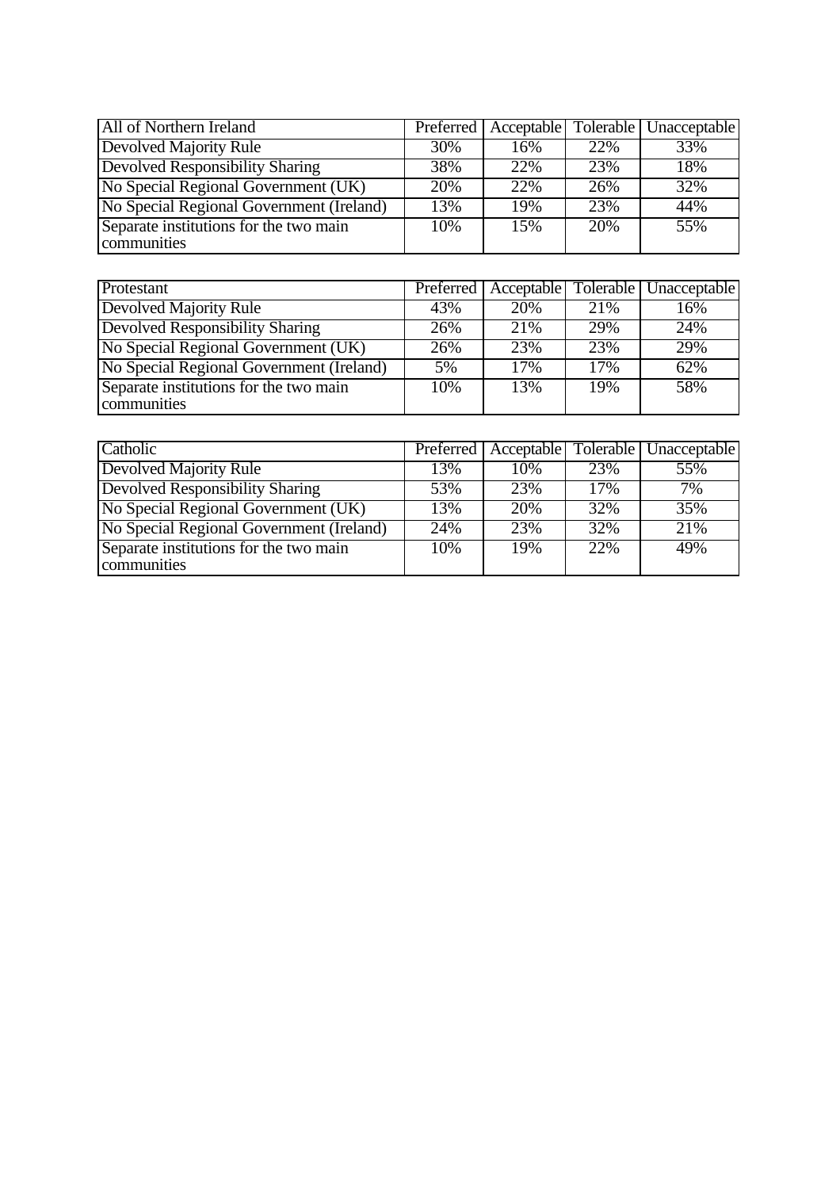| All of Northern Ireland | Preferred | Acceptable | Tolerable | Unacceptable |
|---|---|---|---|---|
| Devolved Majority Rule | 30% | 16% | 22% | 33% |
| Devolved Responsibility Sharing | 38% | 22% | 23% | 18% |
| No Special Regional Government (UK) | 20% | 22% | 26% | 32% |
| No Special Regional Government (Ireland) | 13% | 19% | 23% | 44% |
| Separate institutions for the two main communities | 10% | 15% | 20% | 55% |

| Protestant | Preferred | Acceptable | Tolerable | Unacceptable |
|---|---|---|---|---|
| Devolved Majority Rule | 43% | 20% | 21% | 16% |
| Devolved Responsibility Sharing | 26% | 21% | 29% | 24% |
| No Special Regional Government (UK) | 26% | 23% | 23% | 29% |
| No Special Regional Government (Ireland) | 5% | 17% | 17% | 62% |
| Separate institutions for the two main communities | 10% | 13% | 19% | 58% |

| Catholic | Preferred | Acceptable | Tolerable | Unacceptable |
|---|---|---|---|---|
| Devolved Majority Rule | 13% | 10% | 23% | 55% |
| Devolved Responsibility Sharing | 53% | 23% | 17% | 7% |
| No Special Regional Government (UK) | 13% | 20% | 32% | 35% |
| No Special Regional Government (Ireland) | 24% | 23% | 32% | 21% |
| Separate institutions for the two main communities | 10% | 19% | 22% | 49% |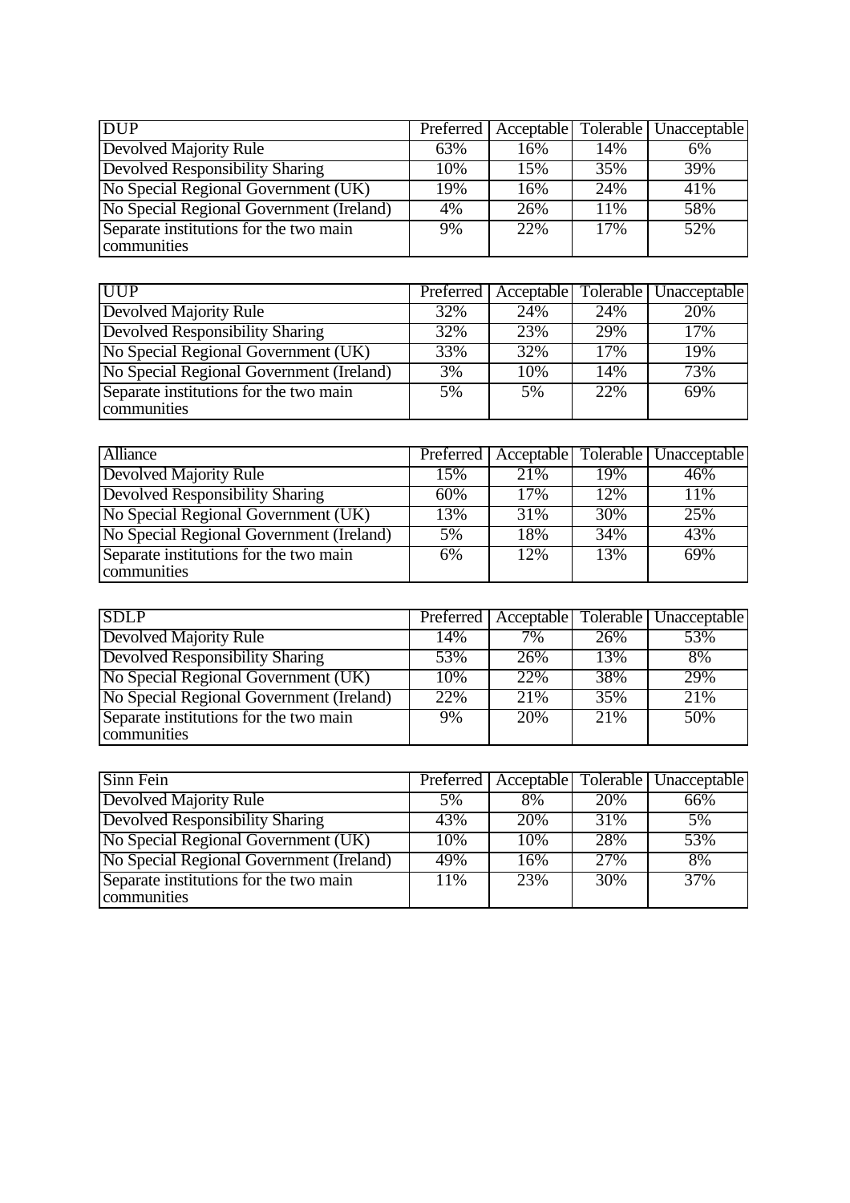| DUP | Preferred | Acceptable | Tolerable | Unacceptable |
|---|---|---|---|---|
| Devolved Majority Rule | 63% | 16% | 14% | 6% |
| Devolved Responsibility Sharing | 10% | 15% | 35% | 39% |
| No Special Regional Government (UK) | 19% | 16% | 24% | 41% |
| No Special Regional Government (Ireland) | 4% | 26% | 11% | 58% |
| Separate institutions for the two main communities | 9% | 22% | 17% | 52% |

| UUP | Preferred | Acceptable | Tolerable | Unacceptable |
|---|---|---|---|---|
| Devolved Majority Rule | 32% | 24% | 24% | 20% |
| Devolved Responsibility Sharing | 32% | 23% | 29% | 17% |
| No Special Regional Government (UK) | 33% | 32% | 17% | 19% |
| No Special Regional Government (Ireland) | 3% | 10% | 14% | 73% |
| Separate institutions for the two main communities | 5% | 5% | 22% | 69% |

| Alliance | Preferred | Acceptable | Tolerable | Unacceptable |
|---|---|---|---|---|
| Devolved Majority Rule | 15% | 21% | 19% | 46% |
| Devolved Responsibility Sharing | 60% | 17% | 12% | 11% |
| No Special Regional Government (UK) | 13% | 31% | 30% | 25% |
| No Special Regional Government (Ireland) | 5% | 18% | 34% | 43% |
| Separate institutions for the two main communities | 6% | 12% | 13% | 69% |

| SDLP | Preferred | Acceptable | Tolerable | Unacceptable |
|---|---|---|---|---|
| Devolved Majority Rule | 14% | 7% | 26% | 53% |
| Devolved Responsibility Sharing | 53% | 26% | 13% | 8% |
| No Special Regional Government (UK) | 10% | 22% | 38% | 29% |
| No Special Regional Government (Ireland) | 22% | 21% | 35% | 21% |
| Separate institutions for the two main communities | 9% | 20% | 21% | 50% |

| Sinn Fein | Preferred | Acceptable | Tolerable | Unacceptable |
|---|---|---|---|---|
| Devolved Majority Rule | 5% | 8% | 20% | 66% |
| Devolved Responsibility Sharing | 43% | 20% | 31% | 5% |
| No Special Regional Government (UK) | 10% | 10% | 28% | 53% |
| No Special Regional Government (Ireland) | 49% | 16% | 27% | 8% |
| Separate institutions for the two main communities | 11% | 23% | 30% | 37% |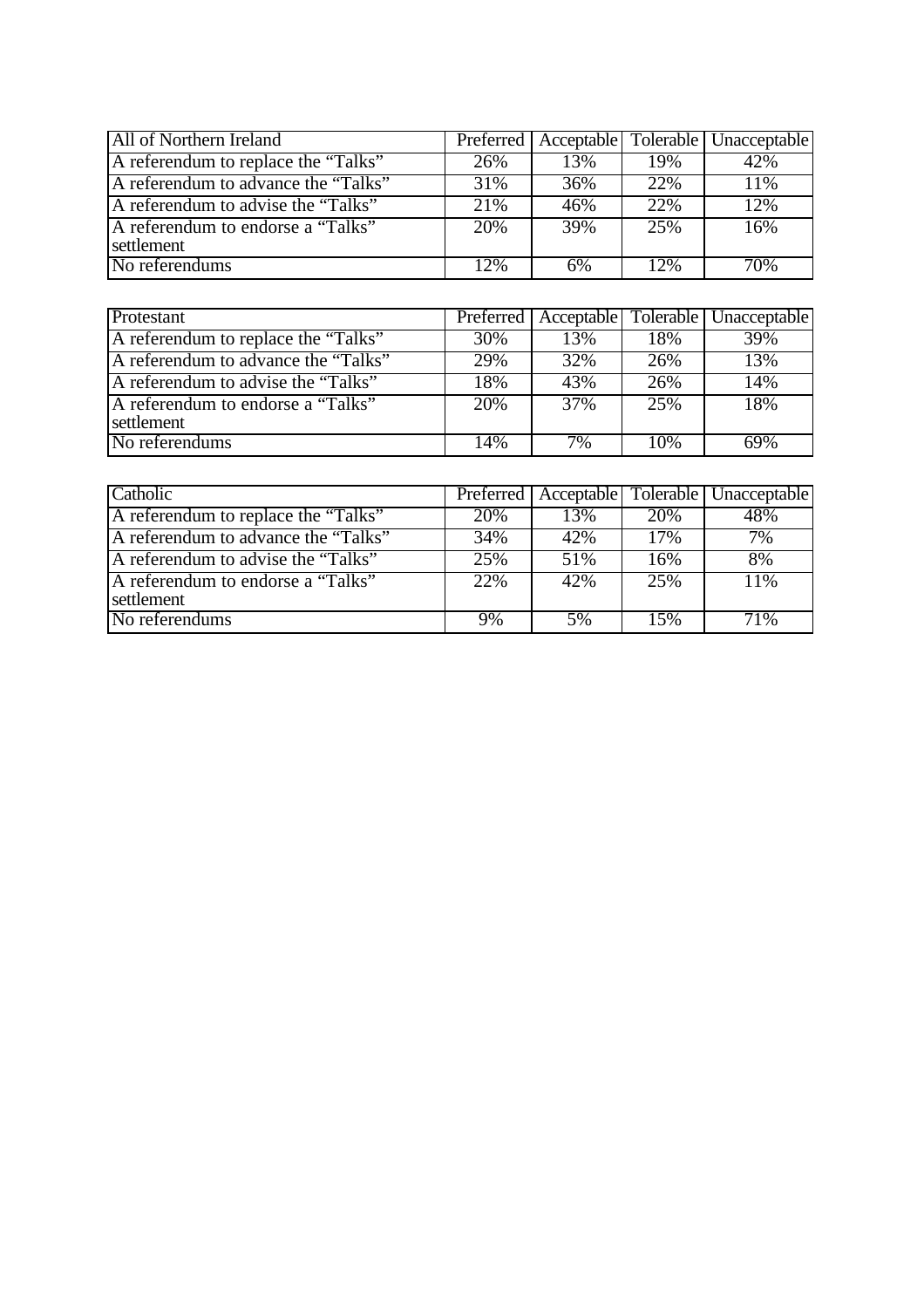| All of Northern Ireland | Preferred | Acceptable | Tolerable | Unacceptable |
|---|---|---|---|---|
| A referendum to replace the "Talks" | 26% | 13% | 19% | 42% |
| A referendum to advance the "Talks" | 31% | 36% | 22% | 11% |
| A referendum to advise the "Talks" | 21% | 46% | 22% | 12% |
| A referendum to endorse a "Talks" settlement | 20% | 39% | 25% | 16% |
| No referendums | 12% | 6% | 12% | 70% |

| Protestant | Preferred | Acceptable | Tolerable | Unacceptable |
|---|---|---|---|---|
| A referendum to replace the "Talks" | 30% | 13% | 18% | 39% |
| A referendum to advance the "Talks" | 29% | 32% | 26% | 13% |
| A referendum to advise the "Talks" | 18% | 43% | 26% | 14% |
| A referendum to endorse a "Talks" settlement | 20% | 37% | 25% | 18% |
| No referendums | 14% | 7% | 10% | 69% |

| Catholic | Preferred | Acceptable | Tolerable | Unacceptable |
|---|---|---|---|---|
| A referendum to replace the "Talks" | 20% | 13% | 20% | 48% |
| A referendum to advance the "Talks" | 34% | 42% | 17% | 7% |
| A referendum to advise the "Talks" | 25% | 51% | 16% | 8% |
| A referendum to endorse a "Talks" settlement | 22% | 42% | 25% | 11% |
| No referendums | 9% | 5% | 15% | 71% |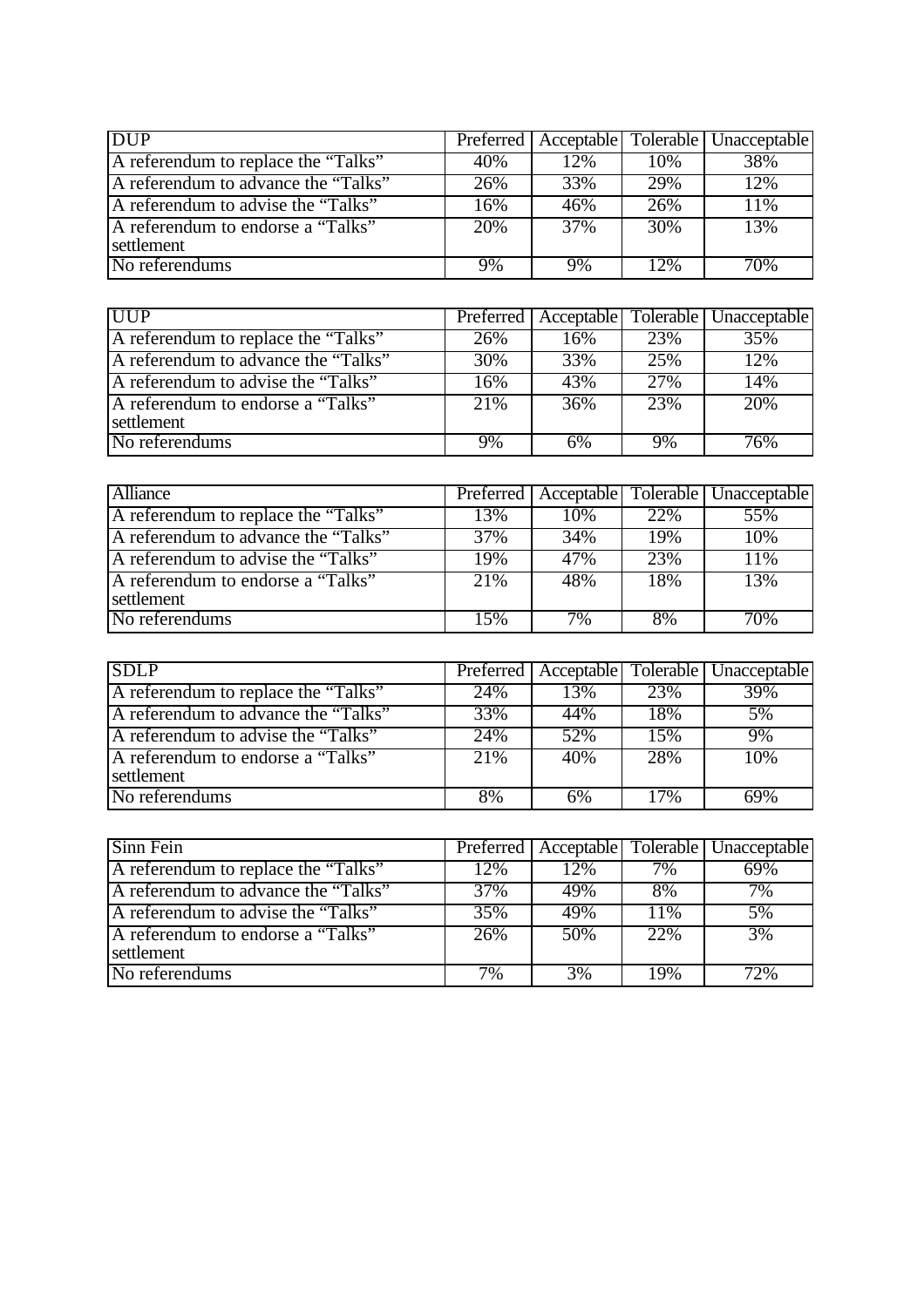| DUP | Preferred | Acceptable | Tolerable | Unacceptable |
|---|---|---|---|---|
| A referendum to replace the “Talks” | 40% | 12% | 10% | 38% |
| A referendum to advance the “Talks” | 26% | 33% | 29% | 12% |
| A referendum to advise the “Talks” | 16% | 46% | 26% | 11% |
| A referendum to endorse a “Talks” settlement | 20% | 37% | 30% | 13% |
| No referendums | 9% | 9% | 12% | 70% |

| UUP | Preferred | Acceptable | Tolerable | Unacceptable |
|---|---|---|---|---|
| A referendum to replace the “Talks” | 26% | 16% | 23% | 35% |
| A referendum to advance the “Talks” | 30% | 33% | 25% | 12% |
| A referendum to advise the “Talks” | 16% | 43% | 27% | 14% |
| A referendum to endorse a “Talks” settlement | 21% | 36% | 23% | 20% |
| No referendums | 9% | 6% | 9% | 76% |

| Alliance | Preferred | Acceptable | Tolerable | Unacceptable |
|---|---|---|---|---|
| A referendum to replace the “Talks” | 13% | 10% | 22% | 55% |
| A referendum to advance the “Talks” | 37% | 34% | 19% | 10% |
| A referendum to advise the “Talks” | 19% | 47% | 23% | 11% |
| A referendum to endorse a “Talks” settlement | 21% | 48% | 18% | 13% |
| No referendums | 15% | 7% | 8% | 70% |

| SDLP | Preferred | Acceptable | Tolerable | Unacceptable |
|---|---|---|---|---|
| A referendum to replace the “Talks” | 24% | 13% | 23% | 39% |
| A referendum to advance the “Talks” | 33% | 44% | 18% | 5% |
| A referendum to advise the “Talks” | 24% | 52% | 15% | 9% |
| A referendum to endorse a “Talks” settlement | 21% | 40% | 28% | 10% |
| No referendums | 8% | 6% | 17% | 69% |

| Sinn Fein | Preferred | Acceptable | Tolerable | Unacceptable |
|---|---|---|---|---|
| A referendum to replace the “Talks” | 12% | 12% | 7% | 69% |
| A referendum to advance the “Talks” | 37% | 49% | 8% | 7% |
| A referendum to advise the “Talks” | 35% | 49% | 11% | 5% |
| A referendum to endorse a “Talks” settlement | 26% | 50% | 22% | 3% |
| No referendums | 7% | 3% | 19% | 72% |